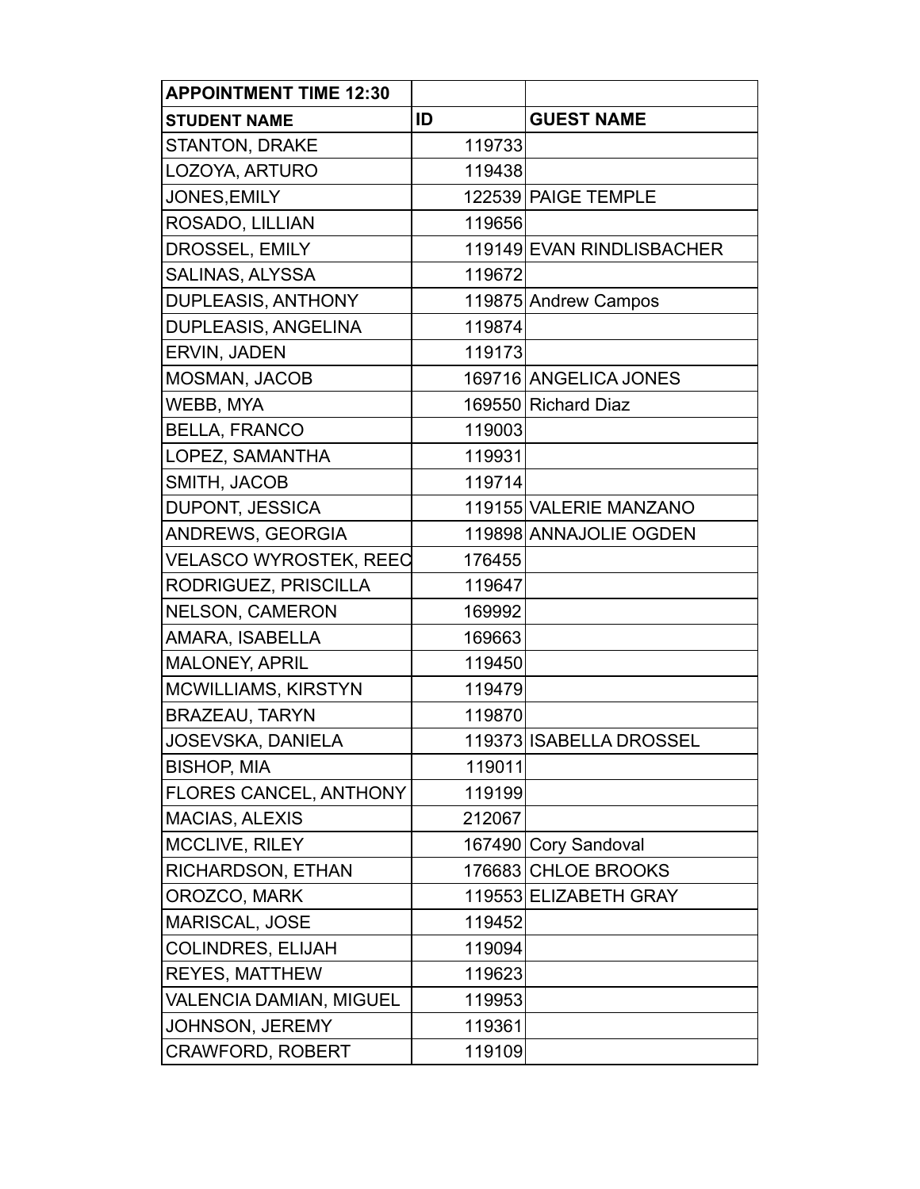| APPOINTMENT TIME 12:30 | | |
|---|---|---|
| **STUDENT NAME** | **ID** | **GUEST NAME** |
| STANTON, DRAKE | 119733 | |
| LOZOYA, ARTURO | 119438 | |
| JONES,EMILY | 122539 | PAIGE TEMPLE |
| ROSADO, LILLIAN | 119656 | |
| DROSSEL, EMILY | 119149 | EVAN RINDLISBACHER |
| SALINAS, ALYSSA | 119672 | |
| DUPLEASIS, ANTHONY | 119875 | Andrew Campos |
| DUPLEASIS, ANGELINA | 119874 | |
| ERVIN, JADEN | 119173 | |
| MOSMAN, JACOB | 169716 | ANGELICA JONES |
| WEBB, MYA | 169550 | Richard Diaz |
| BELLA, FRANCO | 119003 | |
| LOPEZ, SAMANTHA | 119931 | |
| SMITH, JACOB | 119714 | |
| DUPONT, JESSICA | 119155 | VALERIE MANZANO |
| ANDREWS, GEORGIA | 119898 | ANNAJOLIE OGDEN |
| VELASCO WYROSTEK, REEC | 176455 | |
| RODRIGUEZ, PRISCILLA | 119647 | |
| NELSON, CAMERON | 169992 | |
| AMARA, ISABELLA | 169663 | |
| MALONEY, APRIL | 119450 | |
| MCWILLIAMS, KIRSTYN | 119479 | |
| BRAZEAU, TARYN | 119870 | |
| JOSEVSKA, DANIELA | 119373 | ISABELLA DROSSEL |
| BISHOP, MIA | 119011 | |
| FLORES CANCEL, ANTHONY | 119199 | |
| MACIAS, ALEXIS | 212067 | |
| MCCLIVE, RILEY | 167490 | Cory Sandoval |
| RICHARDSON, ETHAN | 176683 | CHLOE BROOKS |
| OROZCO, MARK | 119553 | ELIZABETH GRAY |
| MARISCAL, JOSE | 119452 | |
| COLINDRES, ELIJAH | 119094 | |
| REYES, MATTHEW | 119623 | |
| VALENCIA DAMIAN, MIGUEL | 119953 | |
| JOHNSON, JEREMY | 119361 | |
| CRAWFORD, ROBERT | 119109 | |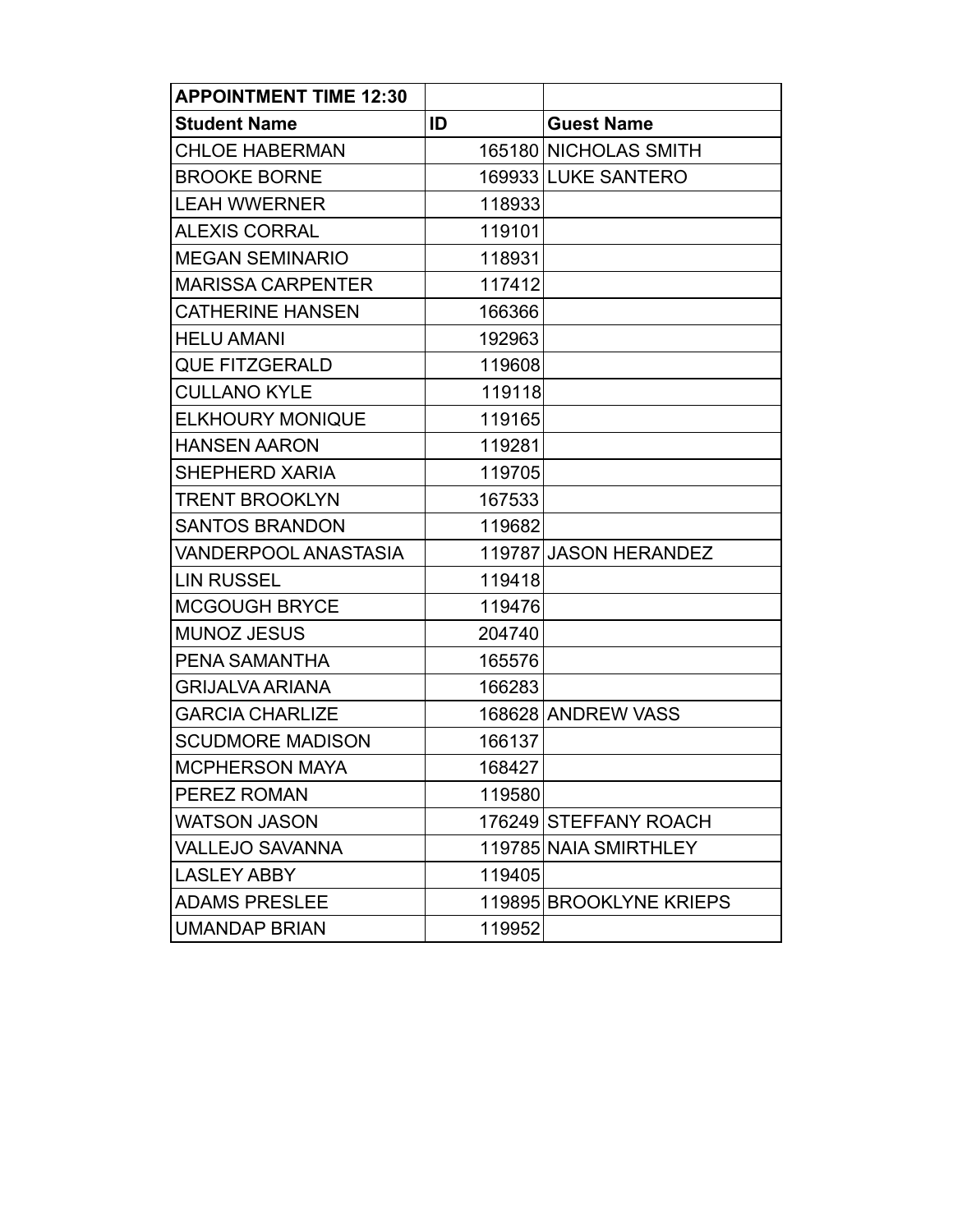| APPOINTMENT TIME 12:30 | | |
|---|---|---|
| **Student Name** | **ID** | **Guest Name** |
| CHLOE HABERMAN | 165180 | NICHOLAS SMITH |
| BROOKE BORNE | 169933 | LUKE SANTERO |
| LEAH WWERNER | 118933 | |
| ALEXIS CORRAL | 119101 | |
| MEGAN SEMINARIO | 118931 | |
| MARISSA CARPENTER | 117412 | |
| CATHERINE HANSEN | 166366 | |
| HELU AMANI | 192963 | |
| QUE FITZGERALD | 119608 | |
| CULLANO KYLE | 119118 | |
| ELKHOURY MONIQUE | 119165 | |
| HANSEN AARON | 119281 | |
| SHEPHERD XARIA | 119705 | |
| TRENT BROOKLYN | 167533 | |
| SANTOS BRANDON | 119682 | |
| VANDERPOOL ANASTASIA | 119787 | JASON HERANDEZ |
| LIN RUSSEL | 119418 | |
| MCGOUGH BRYCE | 119476 | |
| MUNOZ JESUS | 204740 | |
| PENA SAMANTHA | 165576 | |
| GRIJALVA ARIANA | 166283 | |
| GARCIA CHARLIZE | 168628 | ANDREW VASS |
| SCUDMORE MADISON | 166137 | |
| MCPHERSON MAYA | 168427 | |
| PEREZ ROMAN | 119580 | |
| WATSON JASON | 176249 | STEFFANY ROACH |
| VALLEJO SAVANNA | 119785 | NAIA SMIRTHLEY |
| LASLEY ABBY | 119405 | |
| ADAMS PRESLEE | 119895 | BROOKLYNE KRIEPS |
| UMANDAP BRIAN | 119952 | |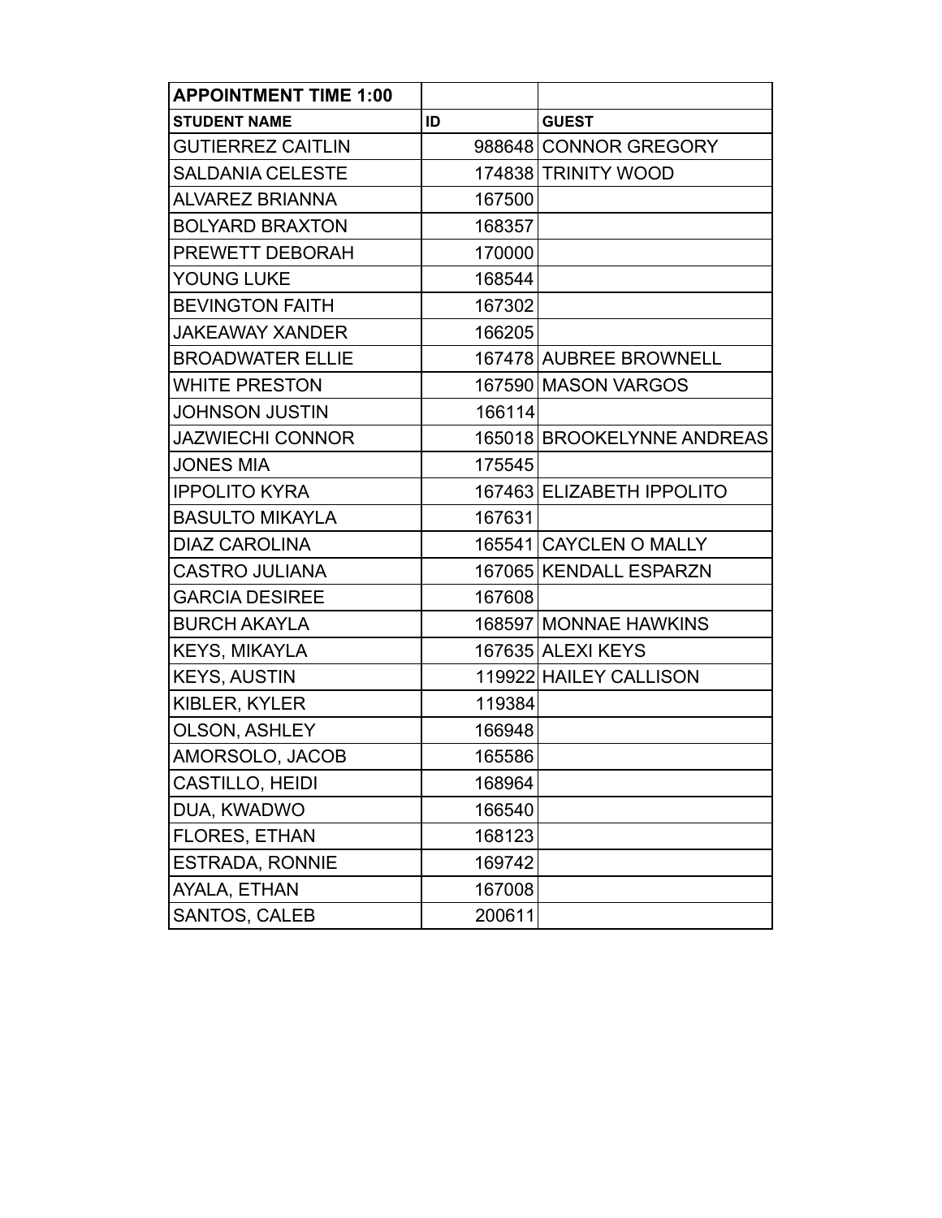| APPOINTMENT TIME 1:00 | | |
|---|---|---|
| **STUDENT NAME** | **ID** | **GUEST** |
| GUTIERREZ CAITLIN | 988648 | CONNOR GREGORY |
| SALDANIA CELESTE | 174838 | TRINITY WOOD |
| ALVAREZ BRIANNA | 167500 | |
| BOLYARD BRAXTON | 168357 | |
| PREWETT DEBORAH | 170000 | |
| YOUNG LUKE | 168544 | |
| BEVINGTON FAITH | 167302 | |
| JAKEAWAY XANDER | 166205 | |
| BROADWATER ELLIE | 167478 | AUBREE BROWNELL |
| WHITE PRESTON | 167590 | MASON VARGOS |
| JOHNSON JUSTIN | 166114 | |
| JAZWIECHI CONNOR | 165018 | BROOKELYNNE ANDREAS |
| JONES MIA | 175545 | |
| IPPOLITO KYRA | 167463 | ELIZABETH IPPOLITO |
| BASULTO MIKAYLA | 167631 | |
| DIAZ CAROLINA | 165541 | CAYCLEN O MALLY |
| CASTRO JULIANA | 167065 | KENDALL ESPARZN |
| GARCIA DESIREE | 167608 | |
| BURCH AKAYLA | 168597 | MONNAE HAWKINS |
| KEYS, MIKAYLA | 167635 | ALEXI KEYS |
| KEYS, AUSTIN | 119922 | HAILEY CALLISON |
| KIBLER, KYLER | 119384 | |
| OLSON, ASHLEY | 166948 | |
| AMORSOLO, JACOB | 165586 | |
| CASTILLO, HEIDI | 168964 | |
| DUA, KWADWO | 166540 | |
| FLORES, ETHAN | 168123 | |
| ESTRADA, RONNIE | 169742 | |
| AYALA, ETHAN | 167008 | |
| SANTOS, CALEB | 200611 | |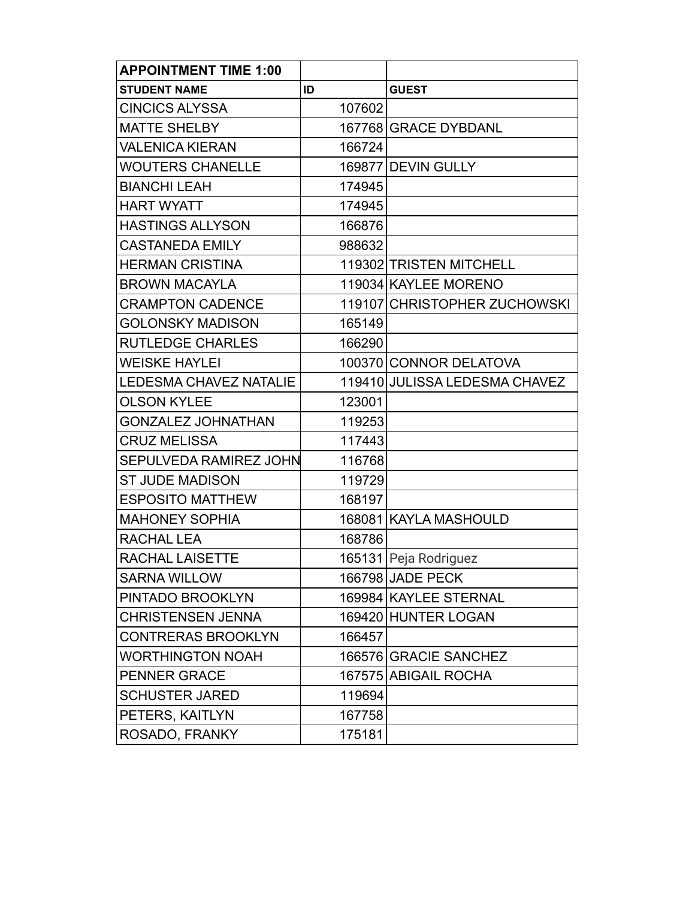| APPOINTMENT TIME 1:00 | | |
|---|---|---|
| STUDENT NAME | ID | GUEST |
| CINCICS ALYSSA | 107602 | |
| MATTE SHELBY | 167768 | GRACE DYBDANL |
| VALENICA KIERAN | 166724 | |
| WOUTERS CHANELLE | 169877 | DEVIN GULLY |
| BIANCHI LEAH | 174945 | |
| HART WYATT | 174945 | |
| HASTINGS ALLYSON | 166876 | |
| CASTANEDA EMILY | 988632 | |
| HERMAN CRISTINA | 119302 | TRISTEN MITCHELL |
| BROWN MACAYLA | 119034 | KAYLEE MORENO |
| CRAMPTON CADENCE | 119107 | CHRISTOPHER ZUCHOWSKI |
| GOLONSKY MADISON | 165149 | |
| RUTLEDGE CHARLES | 166290 | |
| WEISKE HAYLEI | 100370 | CONNOR DELATOVA |
| LEDESMA CHAVEZ NATALIE | 119410 | JULISSA LEDESMA CHAVEZ |
| OLSON KYLEE | 123001 | |
| GONZALEZ JOHNATHAN | 119253 | |
| CRUZ MELISSA | 117443 | |
| SEPULVEDA RAMIREZ JOHN | 116768 | |
| ST JUDE MADISON | 119729 | |
| ESPOSITO MATTHEW | 168197 | |
| MAHONEY SOPHIA | 168081 | KAYLA MASHOULD |
| RACHAL LEA | 168786 | |
| RACHAL LAISETTE | 165131 | Peja Rodriguez |
| SARNA WILLOW | 166798 | JADE PECK |
| PINTADO BROOKLYN | 169984 | KAYLEE STERNAL |
| CHRISTENSEN JENNA | 169420 | HUNTER LOGAN |
| CONTRERAS BROOKLYN | 166457 | |
| WORTHINGTON NOAH | 166576 | GRACIE SANCHEZ |
| PENNER GRACE | 167575 | ABIGAIL ROCHA |
| SCHUSTER JARED | 119694 | |
| PETERS, KAITLYN | 167758 | |
| ROSADO, FRANKY | 175181 | |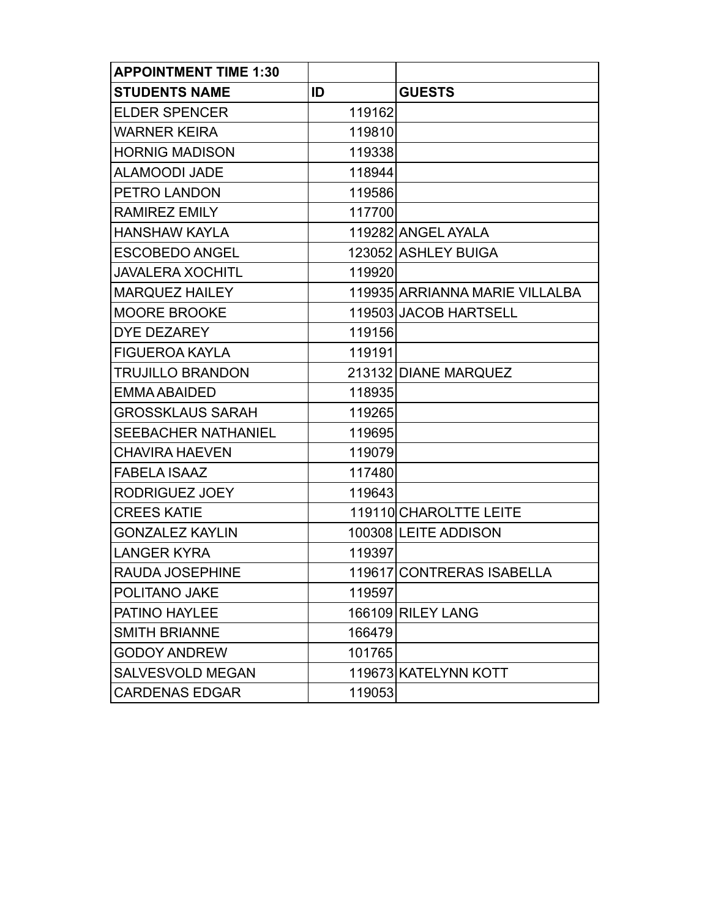| APPOINTMENT TIME 1:30 | | |
|---|---|---|
| **STUDENTS NAME** | **ID** | **GUESTS** |
| ELDER SPENCER | 119162 | |
| WARNER KEIRA | 119810 | |
| HORNIG MADISON | 119338 | |
| ALAMOODI JADE | 118944 | |
| PETRO LANDON | 119586 | |
| RAMIREZ EMILY | 117700 | |
| HANSHAW KAYLA | 119282 | ANGEL AYALA |
| ESCOBEDO ANGEL | 123052 | ASHLEY BUIGA |
| JAVALERA XOCHITL | 119920 | |
| MARQUEZ HAILEY | 119935 | ARRIANNA MARIE VILLALBA |
| MOORE BROOKE | 119503 | JACOB HARTSELL |
| DYE DEZAREY | 119156 | |
| FIGUEROA KAYLA | 119191 | |
| TRUJILLO BRANDON | 213132 | DIANE MARQUEZ |
| EMMA ABAIDED | 118935 | |
| GROSSKLAUS SARAH | 119265 | |
| SEEBACHER NATHANIEL | 119695 | |
| CHAVIRA HAEVEN | 119079 | |
| FABELA ISAAZ | 117480 | |
| RODRIGUEZ JOEY | 119643 | |
| CREES KATIE | 119110 | CHAROLTTE LEITE |
| GONZALEZ KAYLIN | 100308 | LEITE ADDISON |
| LANGER KYRA | 119397 | |
| RAUDA JOSEPHINE | 119617 | CONTRERAS ISABELLA |
| POLITANO JAKE | 119597 | |
| PATINO HAYLEE | 166109 | RILEY LANG |
| SMITH BRIANNE | 166479 | |
| GODOY ANDREW | 101765 | |
| SALVESVOLD MEGAN | 119673 | KATELYNN KOTT |
| CARDENAS EDGAR | 119053 | |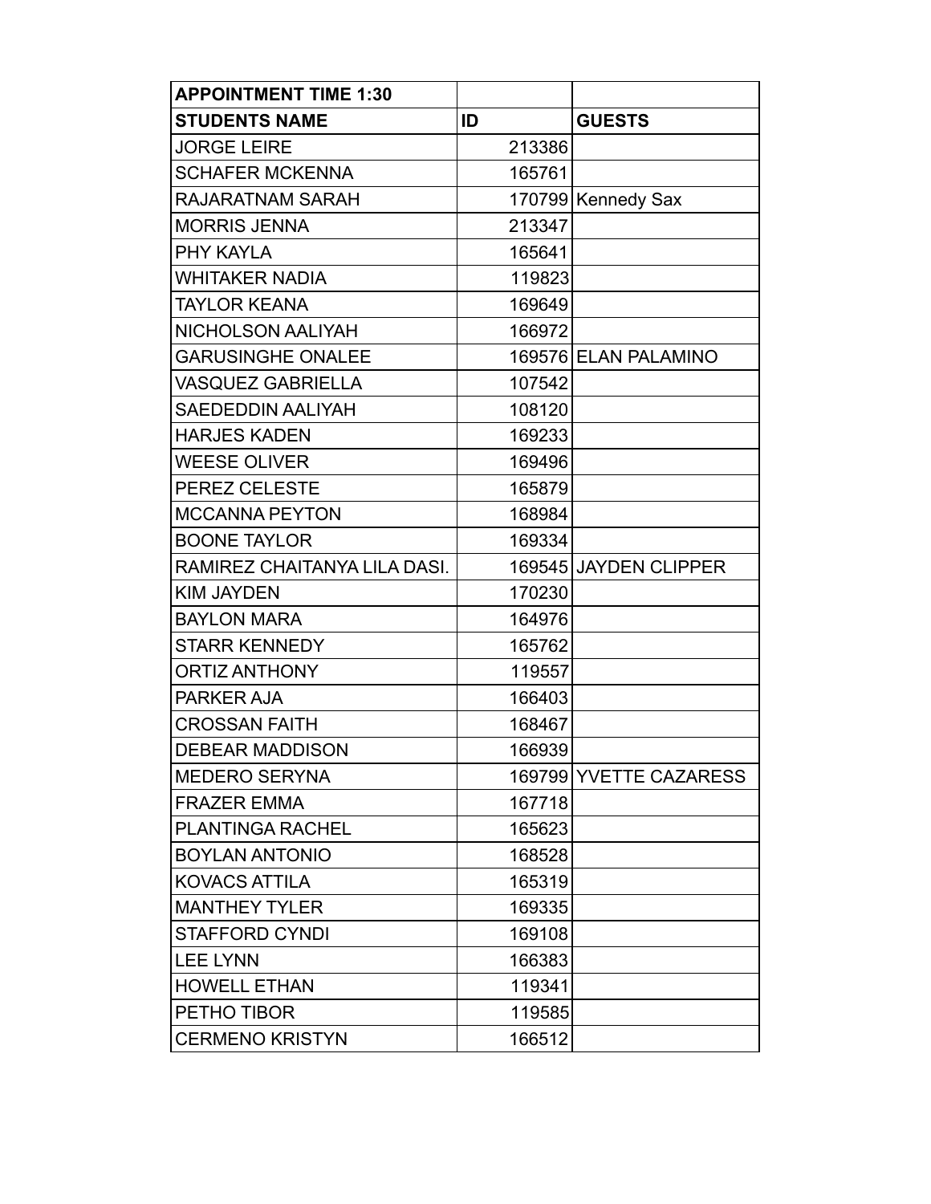| APPOINTMENT TIME 1:30 | | |
|---|---|---|
| **STUDENTS NAME** | **ID** | **GUESTS** |
| JORGE LEIRE | 213386 | |
| SCHAFER MCKENNA | 165761 | |
| RAJARATNAM SARAH | 170799 | Kennedy Sax |
| MORRIS JENNA | 213347 | |
| PHY KAYLA | 165641 | |
| WHITAKER NADIA | 119823 | |
| TAYLOR KEANA | 169649 | |
| NICHOLSON AALIYAH | 166972 | |
| GARUSINGHE ONALEE | 169576 | ELAN PALAMINO |
| VASQUEZ GABRIELLA | 107542 | |
| SAEDEDDIN AALIYAH | 108120 | |
| HARJES KADEN | 169233 | |
| WEESE OLIVER | 169496 | |
| PEREZ CELESTE | 165879 | |
| MCCANNA PEYTON | 168984 | |
| BOONE TAYLOR | 169334 | |
| RAMIREZ CHAITANYA LILA DASI. | 169545 | JAYDEN CLIPPER |
| KIM JAYDEN | 170230 | |
| BAYLON MARA | 164976 | |
| STARR KENNEDY | 165762 | |
| ORTIZ ANTHONY | 119557 | |
| PARKER AJA | 166403 | |
| CROSSAN FAITH | 168467 | |
| DEBEAR MADDISON | 166939 | |
| MEDERO SERYNA | 169799 | YVETTE CAZARESS |
| FRAZER EMMA | 167718 | |
| PLANTINGA RACHEL | 165623 | |
| BOYLAN ANTONIO | 168528 | |
| KOVACS ATTILA | 165319 | |
| MANTHEY TYLER | 169335 | |
| STAFFORD CYNDI | 169108 | |
| LEE LYNN | 166383 | |
| HOWELL ETHAN | 119341 | |
| PETHO TIBOR | 119585 | |
| CERMENO KRISTYN | 166512 | |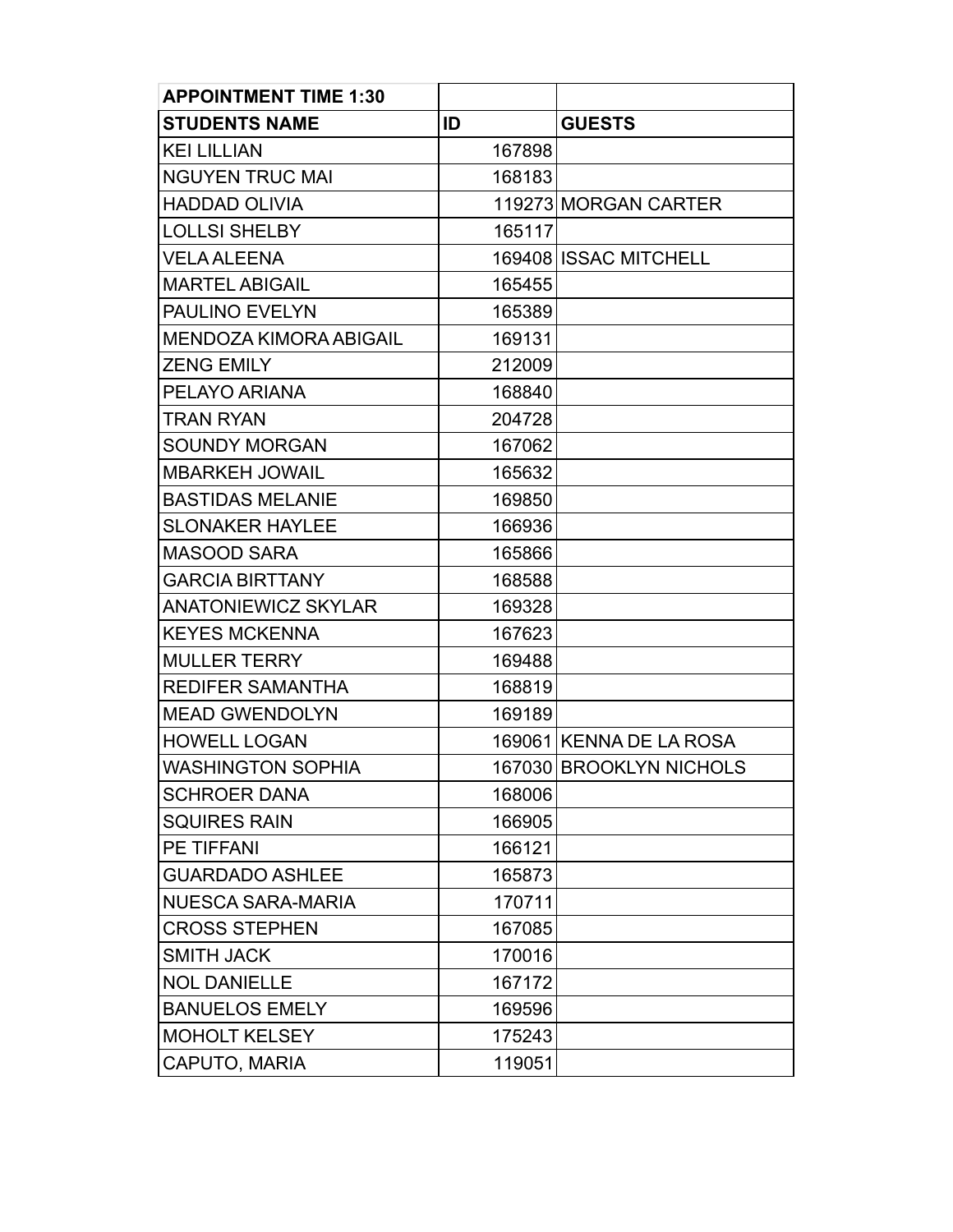| APPOINTMENT TIME 1:30 | | |
|---|---|---|
| **STUDENTS NAME** | **ID** | **GUESTS** |
| KEI LILLIAN | 167898 | |
| NGUYEN TRUC MAI | 168183 | |
| HADDAD OLIVIA | 119273 | MORGAN CARTER |
| LOLLSI SHELBY | 165117 | |
| VELA ALEENA | 169408 | ISSAC MITCHELL |
| MARTEL ABIGAIL | 165455 | |
| PAULINO EVELYN | 165389 | |
| MENDOZA KIMORA ABIGAIL | 169131 | |
| ZENG EMILY | 212009 | |
| PELAYO ARIANA | 168840 | |
| TRAN RYAN | 204728 | |
| SOUNDY MORGAN | 167062 | |
| MBARKEH JOWAIL | 165632 | |
| BASTIDAS MELANIE | 169850 | |
| SLONAKER HAYLEE | 166936 | |
| MASOOD SARA | 165866 | |
| GARCIA BIRTTANY | 168588 | |
| ANATONIEWICZ SKYLAR | 169328 | |
| KEYES MCKENNA | 167623 | |
| MULLER TERRY | 169488 | |
| REDIFER SAMANTHA | 168819 | |
| MEAD GWENDOLYN | 169189 | |
| HOWELL LOGAN | 169061 | KENNA DE LA ROSA |
| WASHINGTON SOPHIA | 167030 | BROOKLYN NICHOLS |
| SCHROER DANA | 168006 | |
| SQUIRES RAIN | 166905 | |
| PE TIFFANI | 166121 | |
| GUARDADO ASHLEE | 165873 | |
| NUESCA SARA-MARIA | 170711 | |
| CROSS STEPHEN | 167085 | |
| SMITH JACK | 170016 | |
| NOL DANIELLE | 167172 | |
| BANUELOS EMELY | 169596 | |
| MOHOLT KELSEY | 175243 | |
| CAPUTO, MARIA | 119051 | |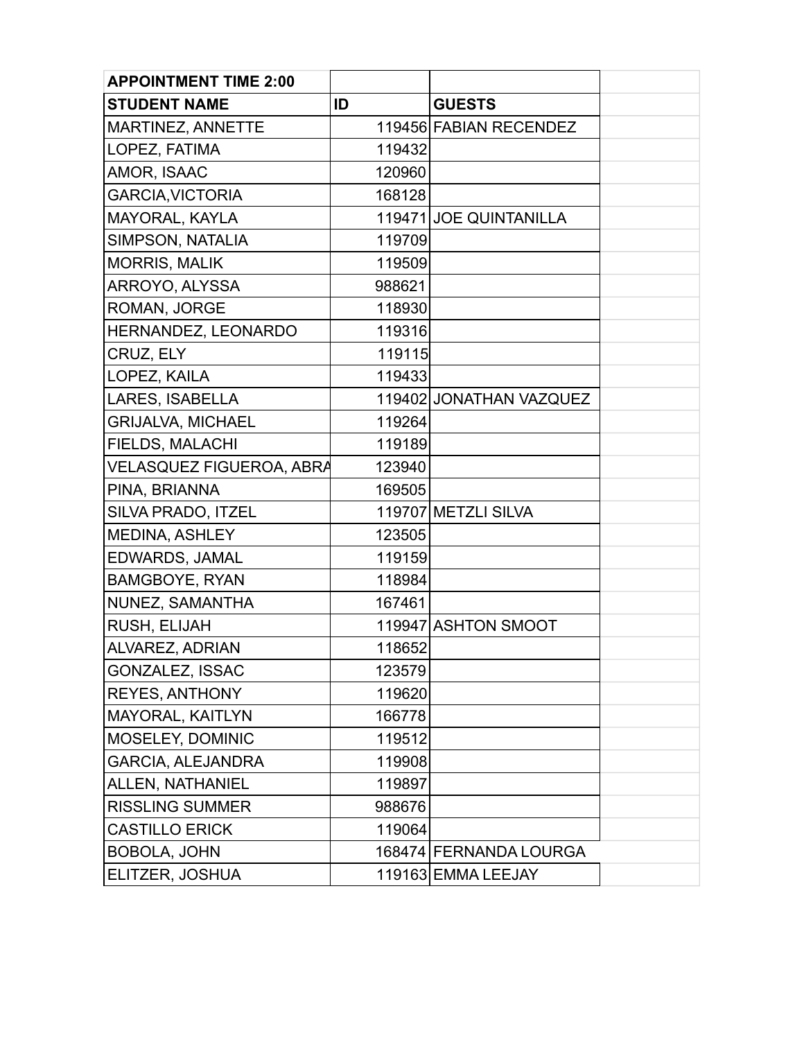| APPOINTMENT TIME 2:00 | | |
|---|---|---|
| **STUDENT NAME** | **ID** | **GUESTS** |
| MARTINEZ, ANNETTE | 119456 | FABIAN RECENDEZ |
| LOPEZ, FATIMA | 119432 | |
| AMOR, ISAAC | 120960 | |
| GARCIA,VICTORIA | 168128 | |
| MAYORAL, KAYLA | 119471 | JOE QUINTANILLA |
| SIMPSON, NATALIA | 119709 | |
| MORRIS, MALIK | 119509 | |
| ARROYO, ALYSSA | 988621 | |
| ROMAN, JORGE | 118930 | |
| HERNANDEZ, LEONARDO | 119316 | |
| CRUZ, ELY | 119115 | |
| LOPEZ, KAILA | 119433 | |
| LARES, ISABELLA | 119402 | JONATHAN VAZQUEZ |
| GRIJALVA, MICHAEL | 119264 | |
| FIELDS, MALACHI | 119189 | |
| VELASQUEZ FIGUEROA, ABRA | 123940 | |
| PINA, BRIANNA | 169505 | |
| SILVA PRADO, ITZEL | 119707 | METZLI SILVA |
| MEDINA, ASHLEY | 123505 | |
| EDWARDS, JAMAL | 119159 | |
| BAMGBOYE, RYAN | 118984 | |
| NUNEZ, SAMANTHA | 167461 | |
| RUSH, ELIJAH | 119947 | ASHTON SMOOT |
| ALVAREZ, ADRIAN | 118652 | |
| GONZALEZ, ISSAC | 123579 | |
| REYES, ANTHONY | 119620 | |
| MAYORAL, KAITLYN | 166778 | |
| MOSELEY, DOMINIC | 119512 | |
| GARCIA, ALEJANDRA | 119908 | |
| ALLEN, NATHANIEL | 119897 | |
| RISSLING SUMMER | 988676 | |
| CASTILLO ERICK | 119064 | |
| BOBOLA, JOHN | 168474 | FERNANDA LOURGA |
| ELITZER, JOSHUA | 119163 | EMMA LEEJAY |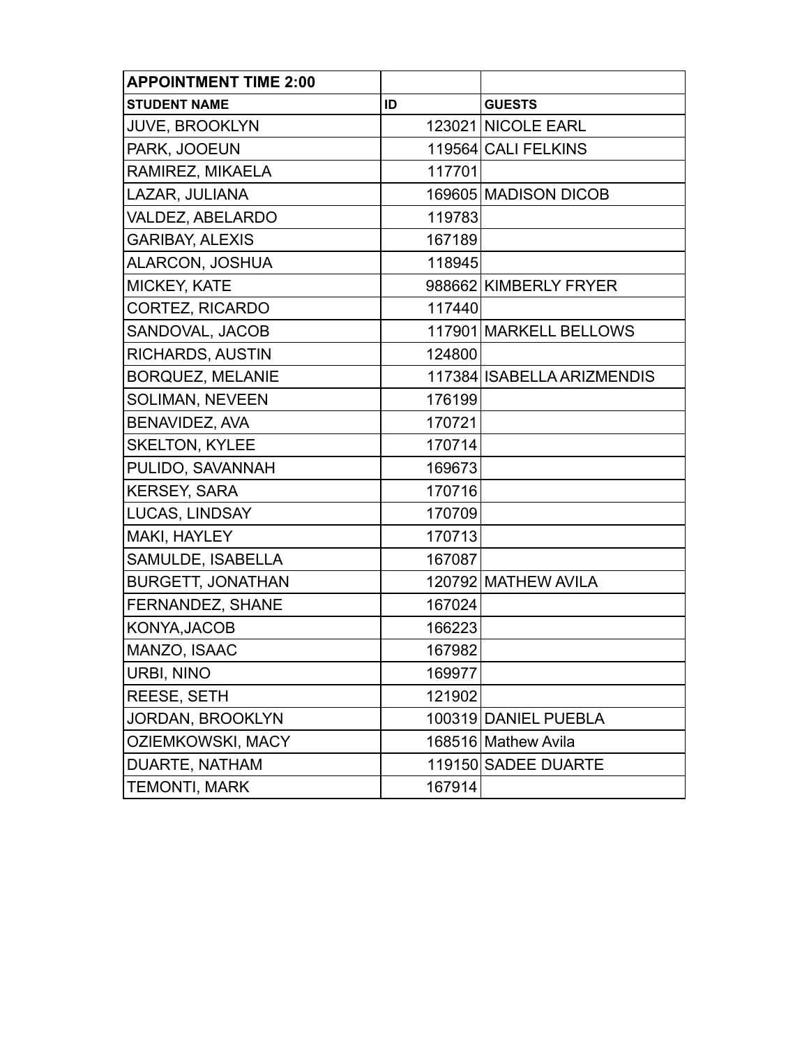| APPOINTMENT TIME 2:00 | | |
|---|---|---|
| **STUDENT NAME** | **ID** | **GUESTS** |
| JUVE, BROOKLYN | 123021 | NICOLE EARL |
| PARK, JOOEUN | 119564 | CALI FELKINS |
| RAMIREZ, MIKAELA | 117701 | |
| LAZAR, JULIANA | 169605 | MADISON DICOB |
| VALDEZ, ABELARDO | 119783 | |
| GARIBAY, ALEXIS | 167189 | |
| ALARCON, JOSHUA | 118945 | |
| MICKEY, KATE | 988662 | KIMBERLY FRYER |
| CORTEZ, RICARDO | 117440 | |
| SANDOVAL, JACOB | 117901 | MARKELL BELLOWS |
| RICHARDS, AUSTIN | 124800 | |
| BORQUEZ, MELANIE | 117384 | ISABELLA ARIZMENDIS |
| SOLIMAN, NEVEEN | 176199 | |
| BENAVIDEZ, AVA | 170721 | |
| SKELTON, KYLEE | 170714 | |
| PULIDO, SAVANNAH | 169673 | |
| KERSEY, SARA | 170716 | |
| LUCAS, LINDSAY | 170709 | |
| MAKI, HAYLEY | 170713 | |
| SAMULDE, ISABELLA | 167087 | |
| BURGETT, JONATHAN | 120792 | MATHEW AVILA |
| FERNANDEZ, SHANE | 167024 | |
| KONYA,JACOB | 166223 | |
| MANZO, ISAAC | 167982 | |
| URBI, NINO | 169977 | |
| REESE, SETH | 121902 | |
| JORDAN, BROOKLYN | 100319 | DANIEL PUEBLA |
| OZIEMKOWSKI, MACY | 168516 | Mathew Avila |
| DUARTE, NATHAM | 119150 | SADEE DUARTE |
| TEMONTI, MARK | 167914 | |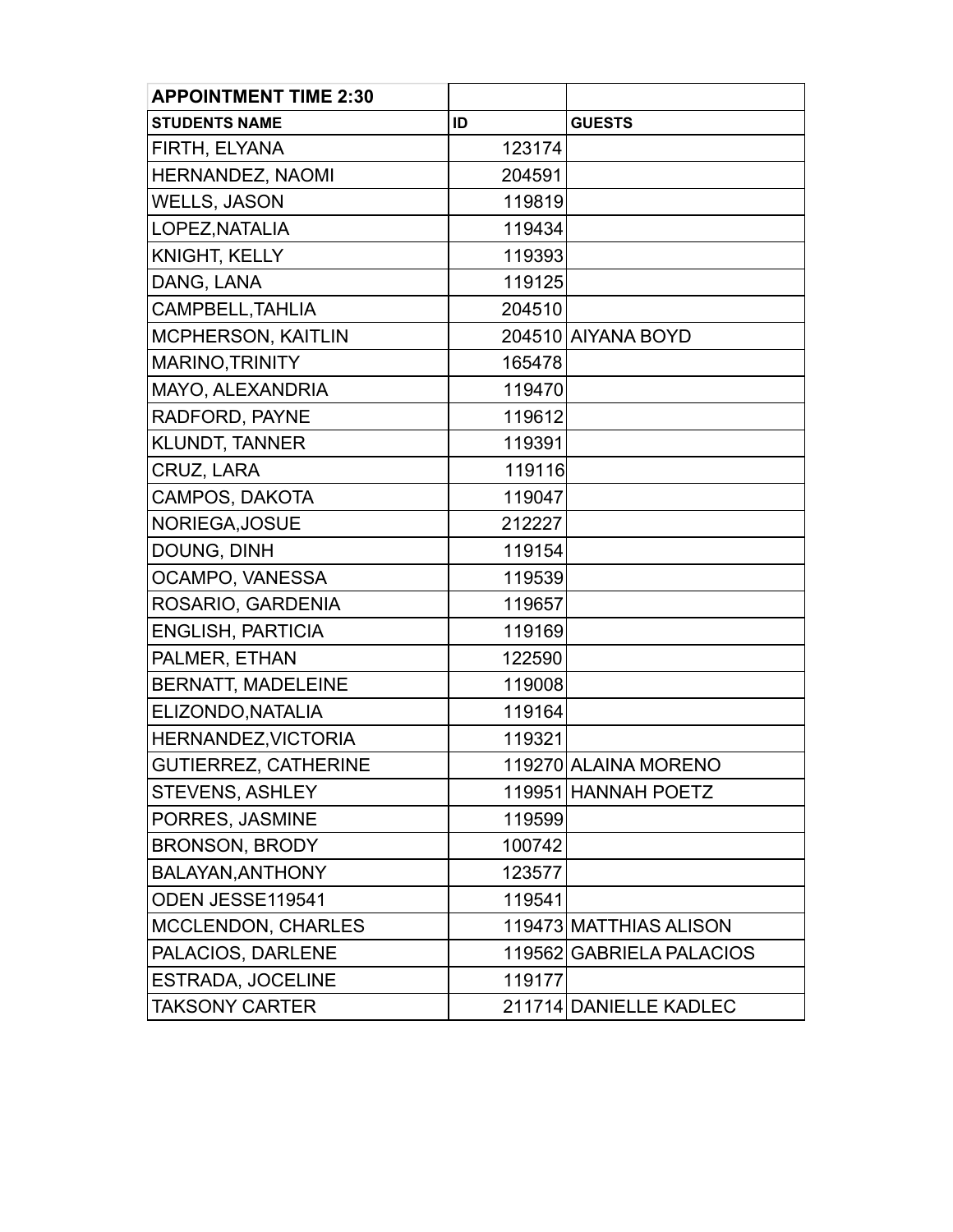| APPOINTMENT TIME 2:30 | | |
|---|---|---|
| STUDENTS NAME | ID | GUESTS |
| FIRTH, ELYANA | 123174 | |
| HERNANDEZ, NAOMI | 204591 | |
| WELLS, JASON | 119819 | |
| LOPEZ,NATALIA | 119434 | |
| KNIGHT, KELLY | 119393 | |
| DANG, LANA | 119125 | |
| CAMPBELL,TAHLIA | 204510 | |
| MCPHERSON, KAITLIN | 204510 | AIYANA BOYD |
| MARINO,TRINITY | 165478 | |
| MAYO, ALEXANDRIA | 119470 | |
| RADFORD, PAYNE | 119612 | |
| KLUNDT, TANNER | 119391 | |
| CRUZ, LARA | 119116 | |
| CAMPOS, DAKOTA | 119047 | |
| NORIEGA,JOSUE | 212227 | |
| DOUNG, DINH | 119154 | |
| OCAMPO, VANESSA | 119539 | |
| ROSARIO, GARDENIA | 119657 | |
| ENGLISH, PARTICIA | 119169 | |
| PALMER, ETHAN | 122590 | |
| BERNATT, MADELEINE | 119008 | |
| ELIZONDO,NATALIA | 119164 | |
| HERNANDEZ,VICTORIA | 119321 | |
| GUTIERREZ, CATHERINE | 119270 | ALAINA MORENO |
| STEVENS, ASHLEY | 119951 | HANNAH POETZ |
| PORRES, JASMINE | 119599 | |
| BRONSON, BRODY | 100742 | |
| BALAYAN,ANTHONY | 123577 | |
| ODEN JESSE119541 | 119541 | |
| MCCLENDON, CHARLES | 119473 | MATTHIAS ALISON |
| PALACIOS, DARLENE | 119562 | GABRIELA PALACIOS |
| ESTRADA, JOCELINE | 119177 | |
| TAKSONY CARTER | 211714 | DANIELLE KADLEC |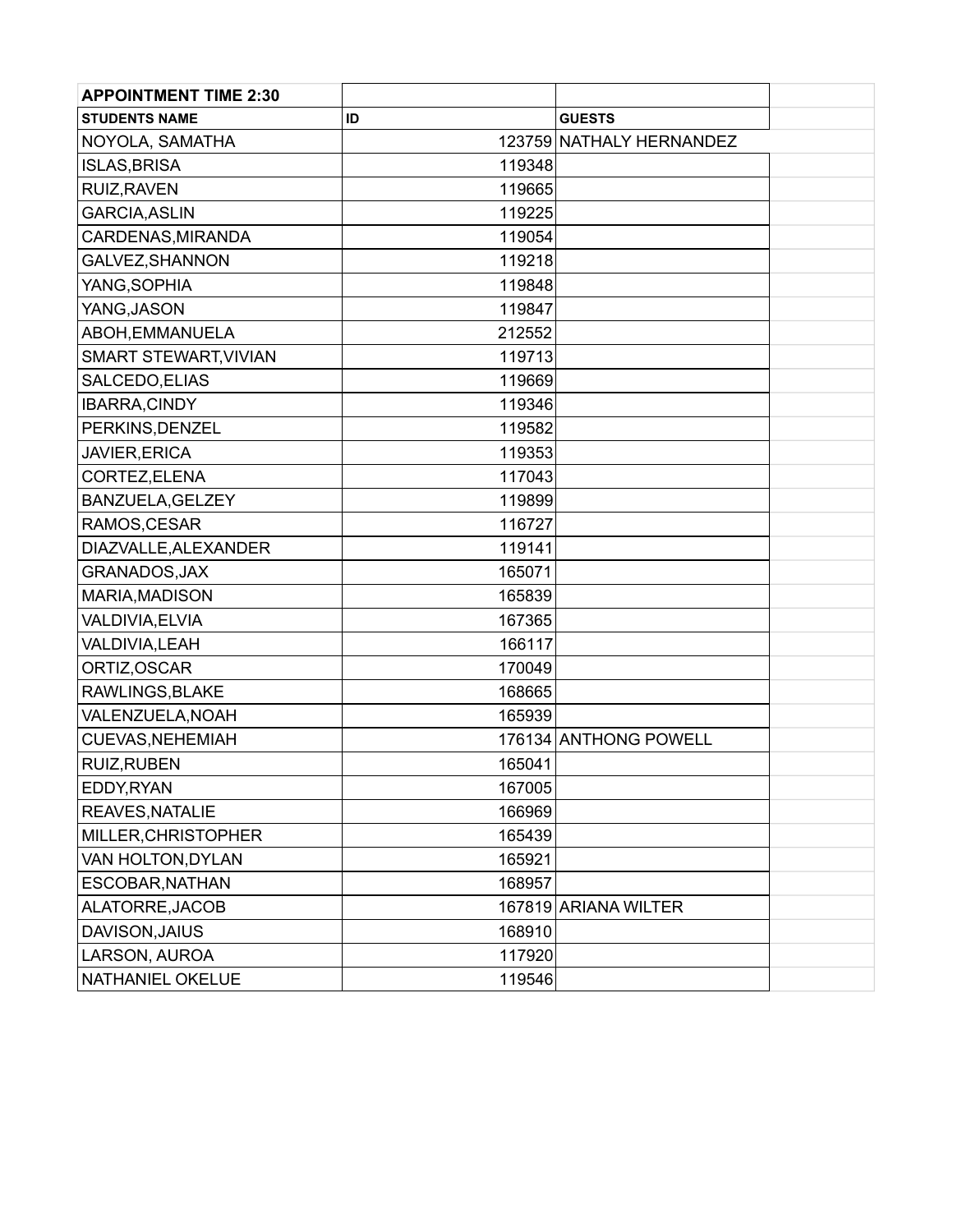| APPOINTMENT TIME 2:30 | | | |
|---|---|---|---|
| **STUDENTS NAME** | **ID** | **GUESTS** | |
| NOYOLA, SAMATHA | 123759 | NATHALY HERNANDEZ | |
| ISLAS,BRISA | 119348 | | |
| RUIZ,RAVEN | 119665 | | |
| GARCIA,ASLIN | 119225 | | |
| CARDENAS,MIRANDA | 119054 | | |
| GALVEZ,SHANNON | 119218 | | |
| YANG,SOPHIA | 119848 | | |
| YANG,JASON | 119847 | | |
| ABOH,EMMANUELA | 212552 | | |
| SMART STEWART,VIVIAN | 119713 | | |
| SALCEDO,ELIAS | 119669 | | |
| IBARRA,CINDY | 119346 | | |
| PERKINS,DENZEL | 119582 | | |
| JAVIER,ERICA | 119353 | | |
| CORTEZ,ELENA | 117043 | | |
| BANZUELA,GELZEY | 119899 | | |
| RAMOS,CESAR | 116727 | | |
| DIAZVALLE,ALEXANDER | 119141 | | |
| GRANADOS,JAX | 165071 | | |
| MARIA,MADISON | 165839 | | |
| VALDIVIA,ELVIA | 167365 | | |
| VALDIVIA,LEAH | 166117 | | |
| ORTIZ,OSCAR | 170049 | | |
| RAWLINGS,BLAKE | 168665 | | |
| VALENZUELA,NOAH | 165939 | | |
| CUEVAS,NEHEMIAH | 176134 | ANTHONG POWELL | |
| RUIZ,RUBEN | 165041 | | |
| EDDY,RYAN | 167005 | | |
| REAVES,NATALIE | 166969 | | |
| MILLER,CHRISTOPHER | 165439 | | |
| VAN HOLTON,DYLAN | 165921 | | |
| ESCOBAR,NATHAN | 168957 | | |
| ALATORRE,JACOB | 167819 | ARIANA WILTER | |
| DAVISON,JAIUS | 168910 | | |
| LARSON, AUROA | 117920 | | |
| NATHANIEL OKELUE | 119546 | | |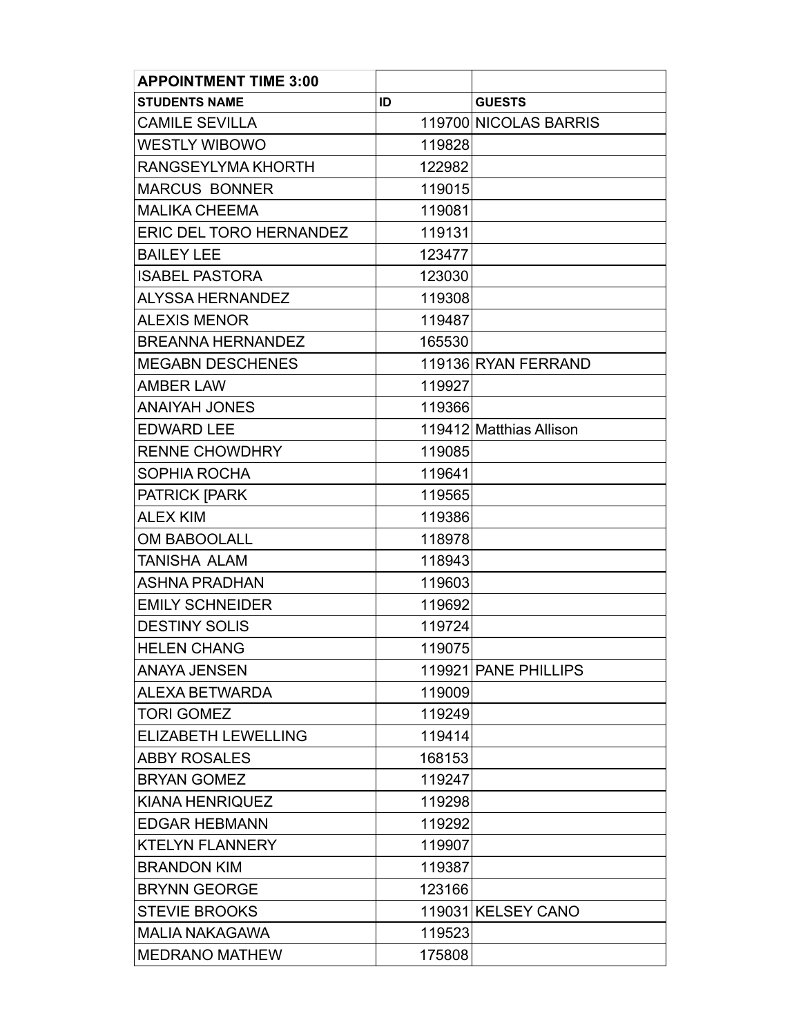| APPOINTMENT TIME 3:00 | | |
|---|---|---|
| **STUDENTS NAME** | **ID** | **GUESTS** |
| CAMILE SEVILLA | 119700 | NICOLAS BARRIS |
| WESTLY WIBOWO | 119828 | |
| RANGSEYLYMA KHORTH | 122982 | |
| MARCUS  BONNER | 119015 | |
| MALIKA CHEEMA | 119081 | |
| ERIC DEL TORO HERNANDEZ | 119131 | |
| BAILEY LEE | 123477 | |
| ISABEL PASTORA | 123030 | |
| ALYSSA HERNANDEZ | 119308 | |
| ALEXIS MENOR | 119487 | |
| BREANNA HERNANDEZ | 165530 | |
| MEGABN DESCHENES | 119136 | RYAN FERRAND |
| AMBER LAW | 119927 | |
| ANAIYAH JONES | 119366 | |
| EDWARD LEE | 119412 | Matthias Allison |
| RENNE CHOWDHRY | 119085 | |
| SOPHIA ROCHA | 119641 | |
| PATRICK [PARK | 119565 | |
| ALEX KIM | 119386 | |
| OM BABOOLALL | 118978 | |
| TANISHA  ALAM | 118943 | |
| ASHNA PRADHAN | 119603 | |
| EMILY SCHNEIDER | 119692 | |
| DESTINY SOLIS | 119724 | |
| HELEN CHANG | 119075 | |
| ANAYA JENSEN | 119921 | PANE PHILLIPS |
| ALEXA BETWARDA | 119009 | |
| TORI GOMEZ | 119249 | |
| ELIZABETH LEWELLING | 119414 | |
| ABBY ROSALES | 168153 | |
| BRYAN GOMEZ | 119247 | |
| KIANA HENRIQUEZ | 119298 | |
| EDGAR HEBMANN | 119292 | |
| KTELYN FLANNERY | 119907 | |
| BRANDON KIM | 119387 | |
| BRYNN GEORGE | 123166 | |
| STEVIE BROOKS | 119031 | KELSEY CANO |
| MALIA NAKAGAWA | 119523 | |
| MEDRANO MATHEW | 175808 | |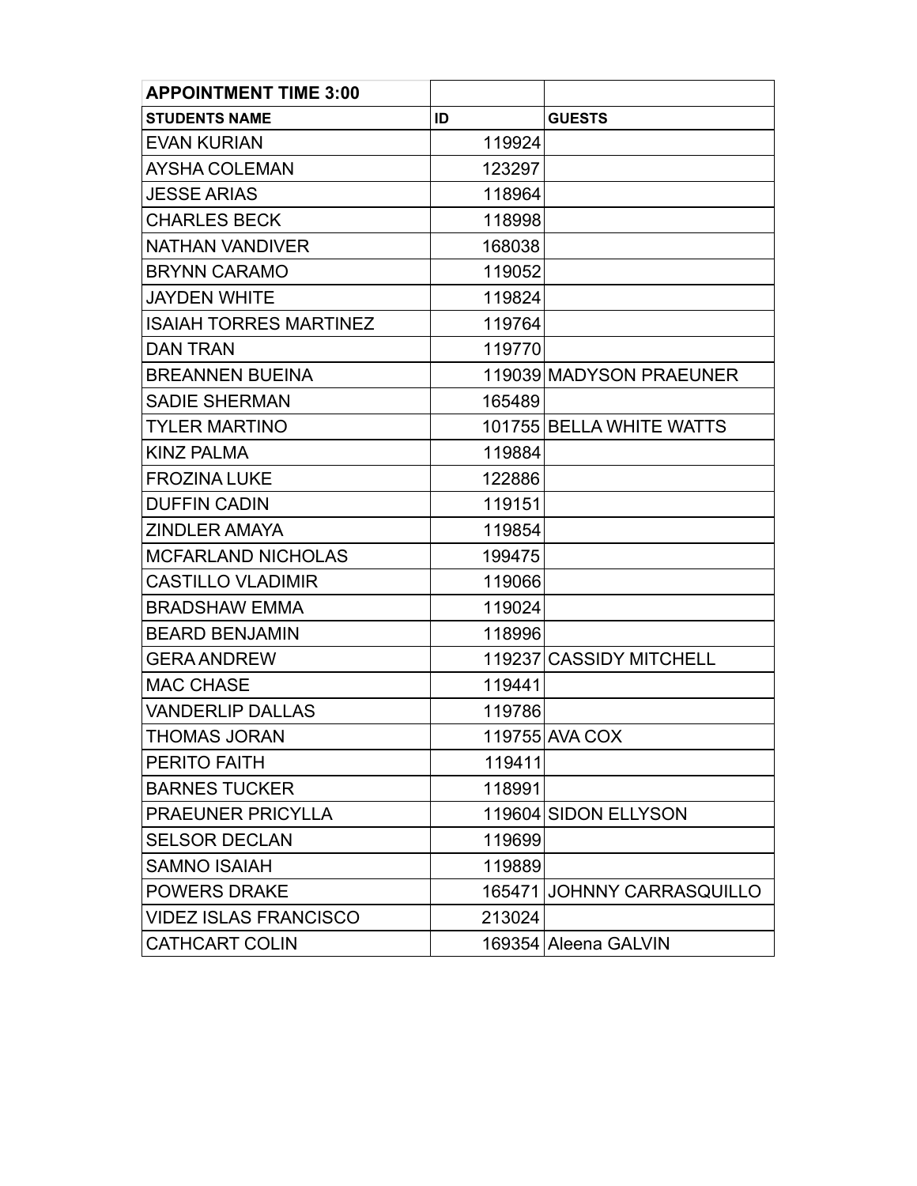| **APPOINTMENT TIME 3:00** | | |
|---|---|---|
| **STUDENTS NAME** | **ID** | **GUESTS** |
| EVAN KURIAN | 119924 | |
| AYSHA COLEMAN | 123297 | |
| JESSE ARIAS | 118964 | |
| CHARLES BECK | 118998 | |
| NATHAN VANDIVER | 168038 | |
| BRYNN CARAMO | 119052 | |
| JAYDEN WHITE | 119824 | |
| ISAIAH TORRES MARTINEZ | 119764 | |
| DAN TRAN | 119770 | |
| BREANNEN BUEINA | 119039 | MADYSON PRAEUNER |
| SADIE SHERMAN | 165489 | |
| TYLER MARTINO | 101755 | BELLA WHITE WATTS |
| KINZ PALMA | 119884 | |
| FROZINA LUKE | 122886 | |
| DUFFIN CADIN | 119151 | |
| ZINDLER AMAYA | 119854 | |
| MCFARLAND NICHOLAS | 199475 | |
| CASTILLO VLADIMIR | 119066 | |
| BRADSHAW EMMA | 119024 | |
| BEARD BENJAMIN | 118996 | |
| GERA ANDREW | 119237 | CASSIDY MITCHELL |
| MAC CHASE | 119441 | |
| VANDERLIP DALLAS | 119786 | |
| THOMAS JORAN | 119755 | AVA COX |
| PERITO FAITH | 119411 | |
| BARNES TUCKER | 118991 | |
| PRAEUNER PRICYLLA | 119604 | SIDON ELLYSON |
| SELSOR DECLAN | 119699 | |
| SAMNO ISAIAH | 119889 | |
| POWERS DRAKE | 165471 | JOHNNY CARRASQUILLO |
| VIDEZ ISLAS FRANCISCO | 213024 | |
| CATHCART COLIN | 169354 | Aleena GALVIN |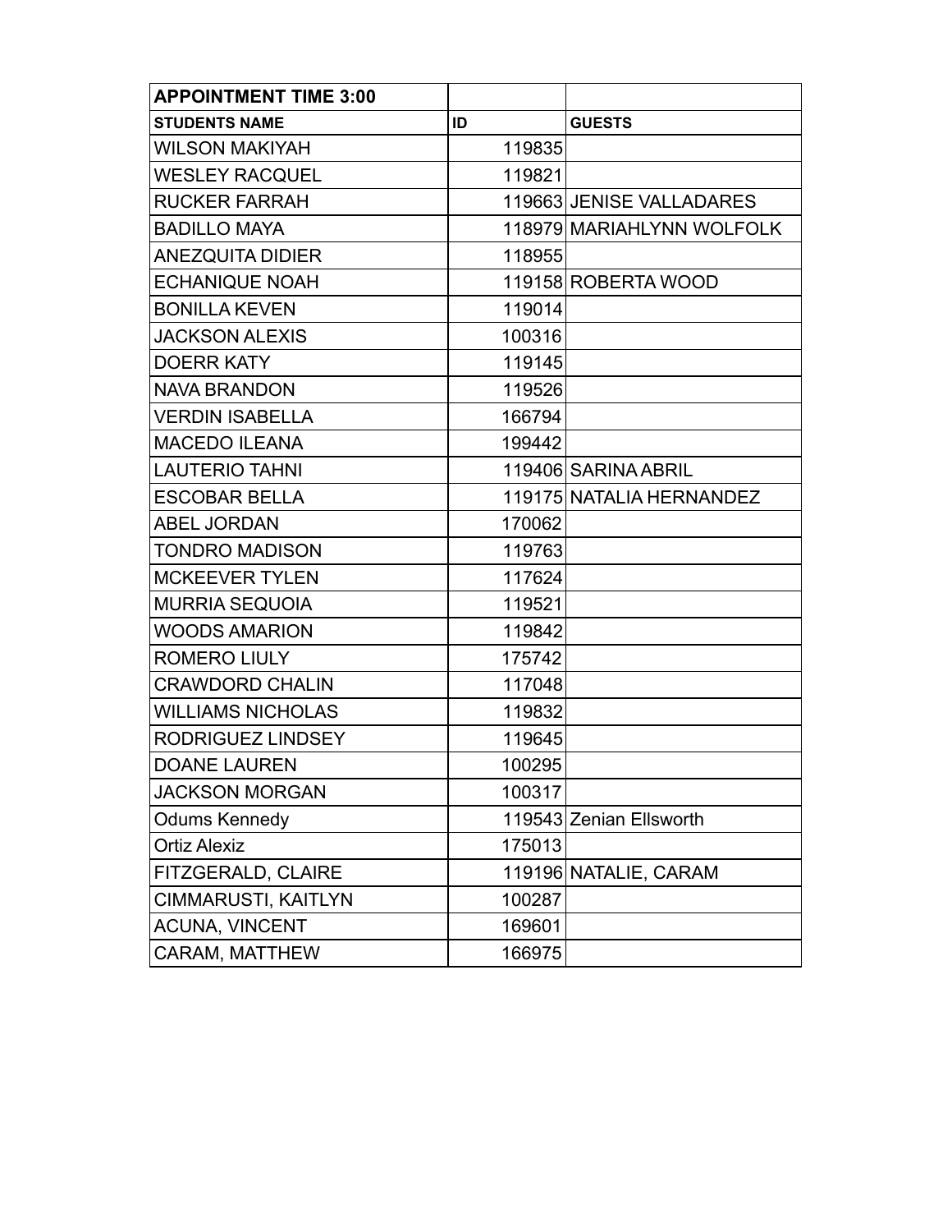| APPOINTMENT TIME 3:00 | | |
|---|---|---|
| **STUDENTS NAME** | **ID** | **GUESTS** |
| WILSON MAKIYAH | 119835 | |
| WESLEY RACQUEL | 119821 | |
| RUCKER FARRAH | 119663 | JENISE VALLADARES |
| BADILLO MAYA | 118979 | MARIAHLYNN WOLFOLK |
| ANEZQUITA DIDIER | 118955 | |
| ECHANIQUE NOAH | 119158 | ROBERTA WOOD |
| BONILLA KEVEN | 119014 | |
| JACKSON ALEXIS | 100316 | |
| DOERR KATY | 119145 | |
| NAVA BRANDON | 119526 | |
| VERDIN ISABELLA | 166794 | |
| MACEDO ILEANA | 199442 | |
| LAUTERIO TAHNI | 119406 | SARINA ABRIL |
| ESCOBAR BELLA | 119175 | NATALIA HERNANDEZ |
| ABEL JORDAN | 170062 | |
| TONDRO MADISON | 119763 | |
| MCKEEVER TYLEN | 117624 | |
| MURRIA SEQUOIA | 119521 | |
| WOODS AMARION | 119842 | |
| ROMERO LIULY | 175742 | |
| CRAWDORD CHALIN | 117048 | |
| WILLIAMS NICHOLAS | 119832 | |
| RODRIGUEZ LINDSEY | 119645 | |
| DOANE LAUREN | 100295 | |
| JACKSON MORGAN | 100317 | |
| Odums Kennedy | 119543 | Zenian Ellsworth |
| Ortiz Alexiz | 175013 | |
| FITZGERALD, CLAIRE | 119196 | NATALIE, CARAM |
| CIMMARUSTI, KAITLYN | 100287 | |
| ACUNA, VINCENT | 169601 | |
| CARAM, MATTHEW | 166975 | |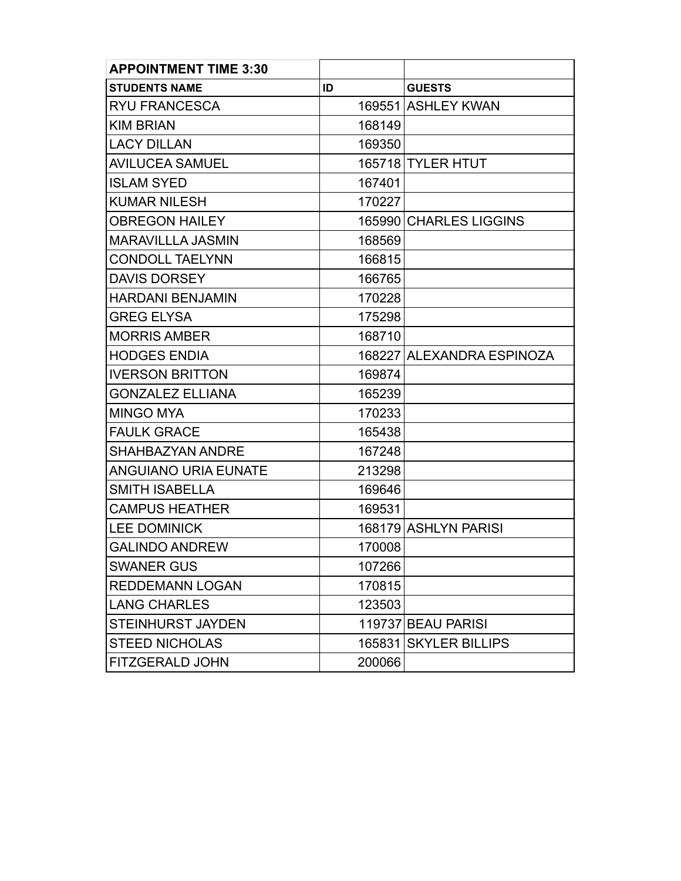| APPOINTMENT TIME 3:30 | | |
| --- | --- | --- |
| **STUDENTS NAME** | **ID** | **GUESTS** |
| RYU FRANCESCA | 169551 | ASHLEY KWAN |
| KIM BRIAN | 168149 | |
| LACY DILLAN | 169350 | |
| AVILUCEA SAMUEL | 165718 | TYLER HTUT |
| ISLAM SYED | 167401 | |
| KUMAR NILESH | 170227 | |
| OBREGON HAILEY | 165990 | CHARLES LIGGINS |
| MARAVILLLA JASMIN | 168569 | |
| CONDOLL TAELYNN | 166815 | |
| DAVIS DORSEY | 166765 | |
| HARDANI BENJAMIN | 170228 | |
| GREG ELYSA | 175298 | |
| MORRIS AMBER | 168710 | |
| HODGES ENDIA | 168227 | ALEXANDRA ESPINOZA |
| IVERSON BRITTON | 169874 | |
| GONZALEZ ELLIANA | 165239 | |
| MINGO MYA | 170233 | |
| FAULK GRACE | 165438 | |
| SHAHBAZYAN ANDRE | 167248 | |
| ANGUIANO URIA EUNATE | 213298 | |
| SMITH ISABELLA | 169646 | |
| CAMPUS HEATHER | 169531 | |
| LEE DOMINICK | 168179 | ASHLYN PARISI |
| GALINDO ANDREW | 170008 | |
| SWANER GUS | 107266 | |
| REDDEMANN LOGAN | 170815 | |
| LANG CHARLES | 123503 | |
| STEINHURST JAYDEN | 119737 | BEAU PARISI |
| STEED NICHOLAS | 165831 | SKYLER BILLIPS |
| FITZGERALD JOHN | 200066 | |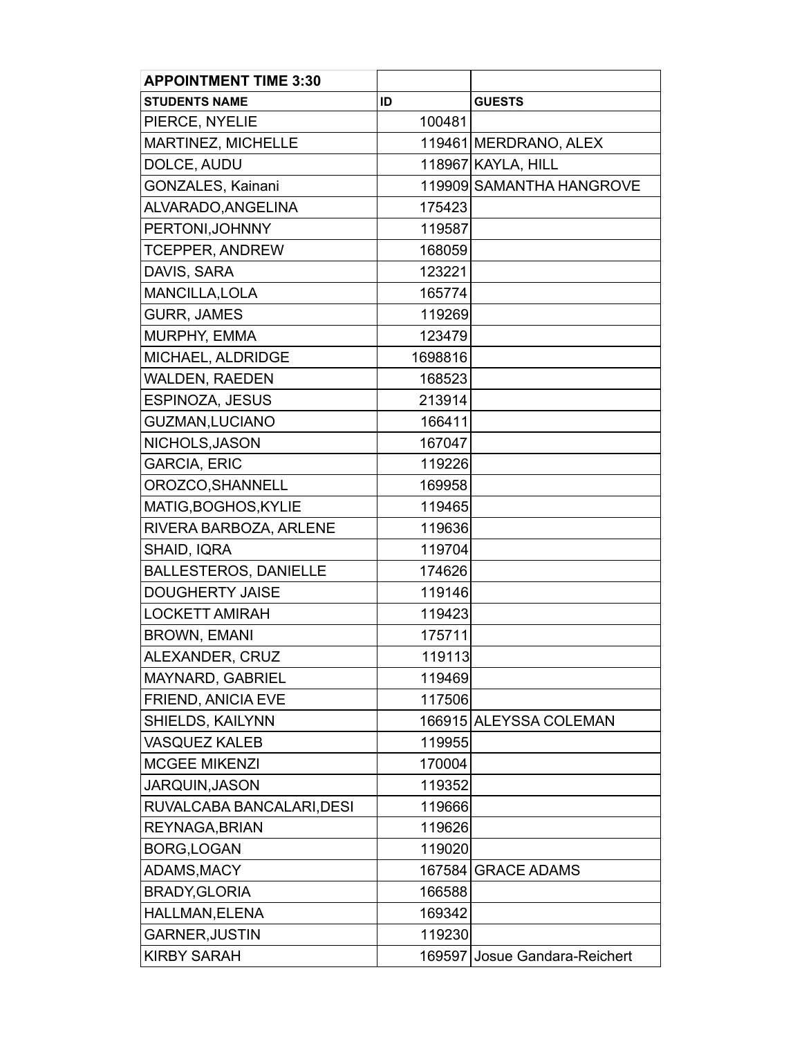| APPOINTMENT TIME 3:30 | | |
|---|---|---|
| **STUDENTS NAME** | **ID** | **GUESTS** |
| PIERCE, NYELIE | 100481 | |
| MARTINEZ, MICHELLE | 119461 | MERDRANO, ALEX |
| DOLCE, AUDU | 118967 | KAYLA, HILL |
| GONZALES, Kainani | 119909 | SAMANTHA HANGROVE |
| ALVARADO,ANGELINA | 175423 | |
| PERTONI,JOHNNY | 119587 | |
| TCEPPER, ANDREW | 168059 | |
| DAVIS, SARA | 123221 | |
| MANCILLA,LOLA | 165774 | |
| GURR, JAMES | 119269 | |
| MURPHY, EMMA | 123479 | |
| MICHAEL, ALDRIDGE | 1698816 | |
| WALDEN, RAEDEN | 168523 | |
| ESPINOZA, JESUS | 213914 | |
| GUZMAN,LUCIANO | 166411 | |
| NICHOLS,JASON | 167047 | |
| GARCIA, ERIC | 119226 | |
| OROZCO,SHANNELL | 169958 | |
| MATIG,BOGHOS,KYLIE | 119465 | |
| RIVERA BARBOZA, ARLENE | 119636 | |
| SHAID, IQRA | 119704 | |
| BALLESTEROS, DANIELLE | 174626 | |
| DOUGHERTY JAISE | 119146 | |
| LOCKETT AMIRAH | 119423 | |
| BROWN, EMANI | 175711 | |
| ALEXANDER, CRUZ | 119113 | |
| MAYNARD, GABRIEL | 119469 | |
| FRIEND, ANICIA EVE | 117506 | |
| SHIELDS, KAILYNN | 166915 | ALEYSSA COLEMAN |
| VASQUEZ KALEB | 119955 | |
| MCGEE MIKENZI | 170004 | |
| JARQUIN,JASON | 119352 | |
| RUVALCABA BANCALARI,DESI | 119666 | |
| REYNAGA,BRIAN | 119626 | |
| BORG,LOGAN | 119020 | |
| ADAMS,MACY | 167584 | GRACE ADAMS |
| BRADY,GLORIA | 166588 | |
| HALLMAN,ELENA | 169342 | |
| GARNER,JUSTIN | 119230 | |
| KIRBY SARAH | 169597 | Josue Gandara-Reichert |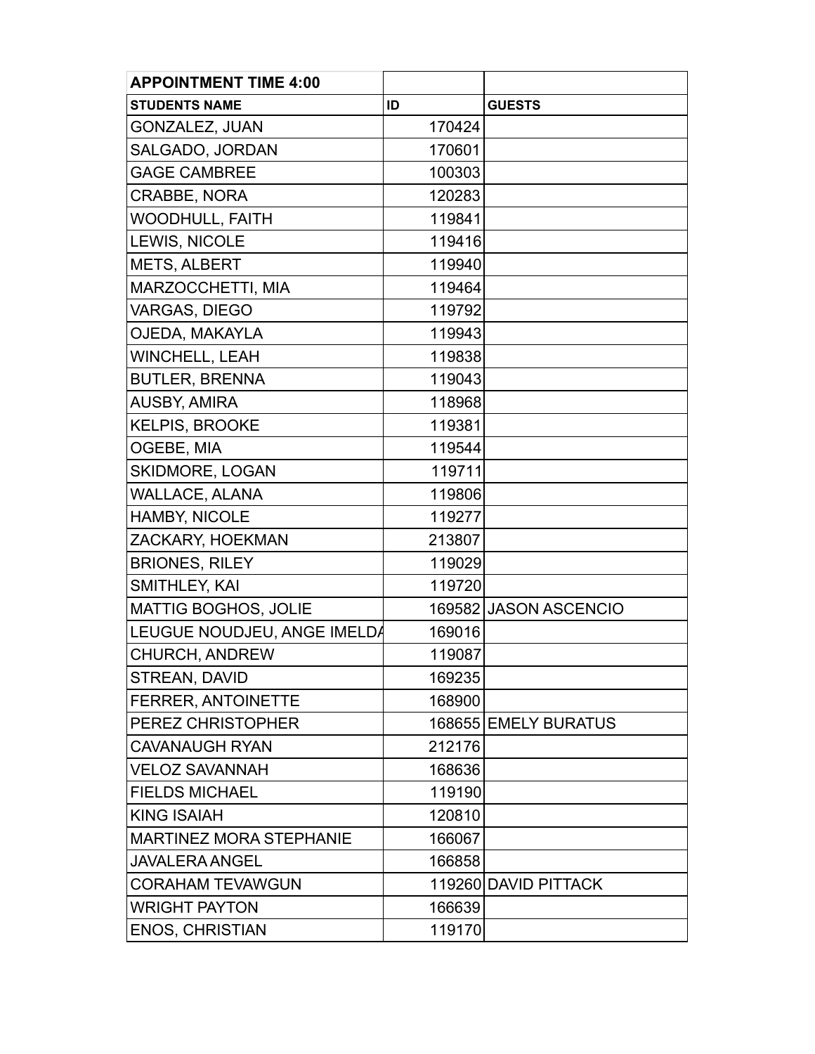| APPOINTMENT TIME 4:00 | | |
|---|---|---|
| **STUDENTS NAME** | **ID** | **GUESTS** |
| GONZALEZ, JUAN | 170424 | |
| SALGADO, JORDAN | 170601 | |
| GAGE CAMBREE | 100303 | |
| CRABBE, NORA | 120283 | |
| WOODHULL, FAITH | 119841 | |
| LEWIS, NICOLE | 119416 | |
| METS, ALBERT | 119940 | |
| MARZOCCHETTI, MIA | 119464 | |
| VARGAS, DIEGO | 119792 | |
| OJEDA, MAKAYLA | 119943 | |
| WINCHELL, LEAH | 119838 | |
| BUTLER, BRENNA | 119043 | |
| AUSBY, AMIRA | 118968 | |
| KELPIS, BROOKE | 119381 | |
| OGEBE, MIA | 119544 | |
| SKIDMORE, LOGAN | 119711 | |
| WALLACE, ALANA | 119806 | |
| HAMBY, NICOLE | 119277 | |
| ZACKARY, HOEKMAN | 213807 | |
| BRIONES, RILEY | 119029 | |
| SMITHLEY, KAI | 119720 | |
| MATTIG BOGHOS, JOLIE | 169582 | JASON ASCENCIO |
| LEUGUE NOUDJEU, ANGE IMELDA | 169016 | |
| CHURCH, ANDREW | 119087 | |
| STREAN, DAVID | 169235 | |
| FERRER, ANTOINETTE | 168900 | |
| PEREZ CHRISTOPHER | 168655 | EMELY BURATUS |
| CAVANAUGH RYAN | 212176 | |
| VELOZ SAVANNAH | 168636 | |
| FIELDS MICHAEL | 119190 | |
| KING ISAIAH | 120810 | |
| MARTINEZ MORA STEPHANIE | 166067 | |
| JAVALERA ANGEL | 166858 | |
| CORAHAM TEVAWGUN | 119260 | DAVID PITTACK |
| WRIGHT PAYTON | 166639 | |
| ENOS, CHRISTIAN | 119170 | |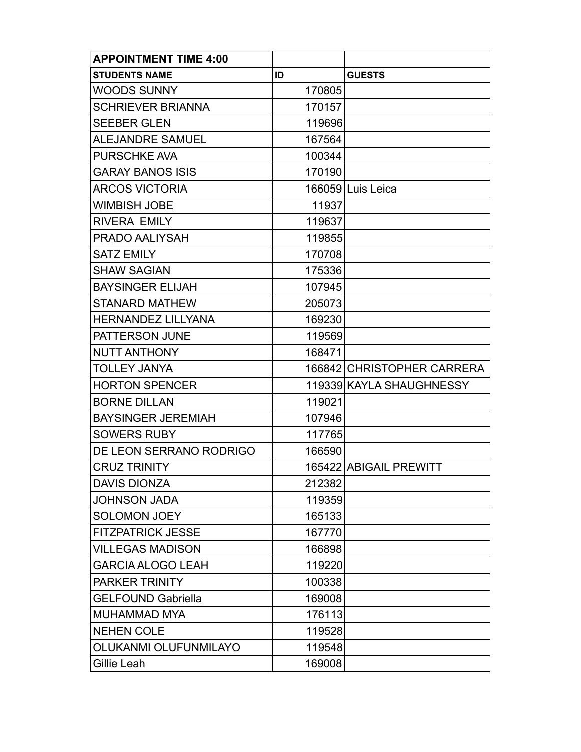| APPOINTMENT TIME 4:00 | | |
|---|---|---|
| STUDENTS NAME | ID | GUESTS |
| WOODS SUNNY | 170805 | |
| SCHRIEVER BRIANNA | 170157 | |
| SEEBER GLEN | 119696 | |
| ALEJANDRE SAMUEL | 167564 | |
| PURSCHKE AVA | 100344 | |
| GARAY BANOS ISIS | 170190 | |
| ARCOS VICTORIA | 166059 | Luis Leica |
| WIMBISH JOBE | 11937 | |
| RIVERA EMILY | 119637 | |
| PRADO AALIYSAH | 119855 | |
| SATZ EMILY | 170708 | |
| SHAW SAGIAN | 175336 | |
| BAYSINGER ELIJAH | 107945 | |
| STANARD MATHEW | 205073 | |
| HERNANDEZ LILLYANA | 169230 | |
| PATTERSON JUNE | 119569 | |
| NUTT ANTHONY | 168471 | |
| TOLLEY JANYA | 166842 | CHRISTOPHER CARRERA |
| HORTON SPENCER | 119339 | KAYLA SHAUGHNESSY |
| BORNE DILLAN | 119021 | |
| BAYSINGER JEREMIAH | 107946 | |
| SOWERS RUBY | 117765 | |
| DE LEON SERRANO RODRIGO | 166590 | |
| CRUZ TRINITY | 165422 | ABIGAIL PREWITT |
| DAVIS DIONZA | 212382 | |
| JOHNSON JADA | 119359 | |
| SOLOMON JOEY | 165133 | |
| FITZPATRICK JESSE | 167770 | |
| VILLEGAS MADISON | 166898 | |
| GARCIA ALOGO LEAH | 119220 | |
| PARKER TRINITY | 100338 | |
| GELFOUND Gabriella | 169008 | |
| MUHAMMAD MYA | 176113 | |
| NEHEN COLE | 119528 | |
| OLUKANMI OLUFUNMILAYO | 119548 | |
| Gillie Leah | 169008 | |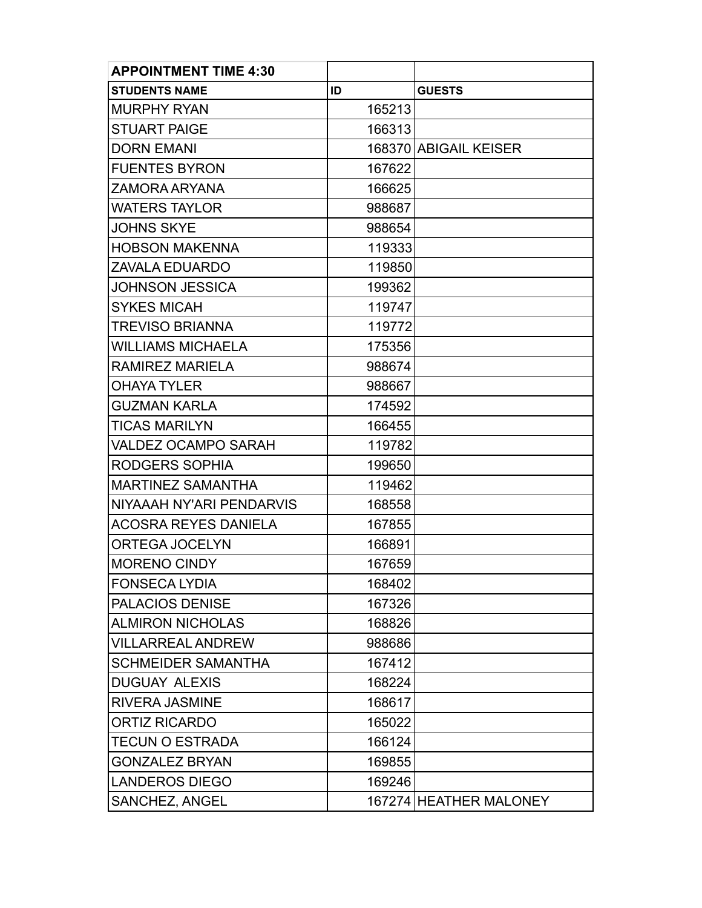| APPOINTMENT TIME 4:30 | | |
|---|---|---|
| **STUDENTS NAME** | **ID** | **GUESTS** |
| MURPHY RYAN | 165213 | |
| STUART PAIGE | 166313 | |
| DORN EMANI | 168370 | ABIGAIL KEISER |
| FUENTES BYRON | 167622 | |
| ZAMORA ARYANA | 166625 | |
| WATERS TAYLOR | 988687 | |
| JOHNS SKYE | 988654 | |
| HOBSON MAKENNA | 119333 | |
| ZAVALA EDUARDO | 119850 | |
| JOHNSON JESSICA | 199362 | |
| SYKES MICAH | 119747 | |
| TREVISO BRIANNA | 119772 | |
| WILLIAMS MICHAELA | 175356 | |
| RAMIREZ MARIELA | 988674 | |
| OHAYA TYLER | 988667 | |
| GUZMAN KARLA | 174592 | |
| TICAS MARILYN | 166455 | |
| VALDEZ OCAMPO SARAH | 119782 | |
| RODGERS SOPHIA | 199650 | |
| MARTINEZ SAMANTHA | 119462 | |
| NIYAAAH NY'ARI PENDARVIS | 168558 | |
| ACOSRA REYES DANIELA | 167855 | |
| ORTEGA JOCELYN | 166891 | |
| MORENO CINDY | 167659 | |
| FONSECA LYDIA | 168402 | |
| PALACIOS DENISE | 167326 | |
| ALMIRON NICHOLAS | 168826 | |
| VILLARREAL ANDREW | 988686 | |
| SCHMEIDER SAMANTHA | 167412 | |
| DUGUAY ALEXIS | 168224 | |
| RIVERA JASMINE | 168617 | |
| ORTIZ RICARDO | 165022 | |
| TECUN O ESTRADA | 166124 | |
| GONZALEZ BRYAN | 169855 | |
| LANDEROS DIEGO | 169246 | |
| SANCHEZ, ANGEL | 167274 | HEATHER MALONEY |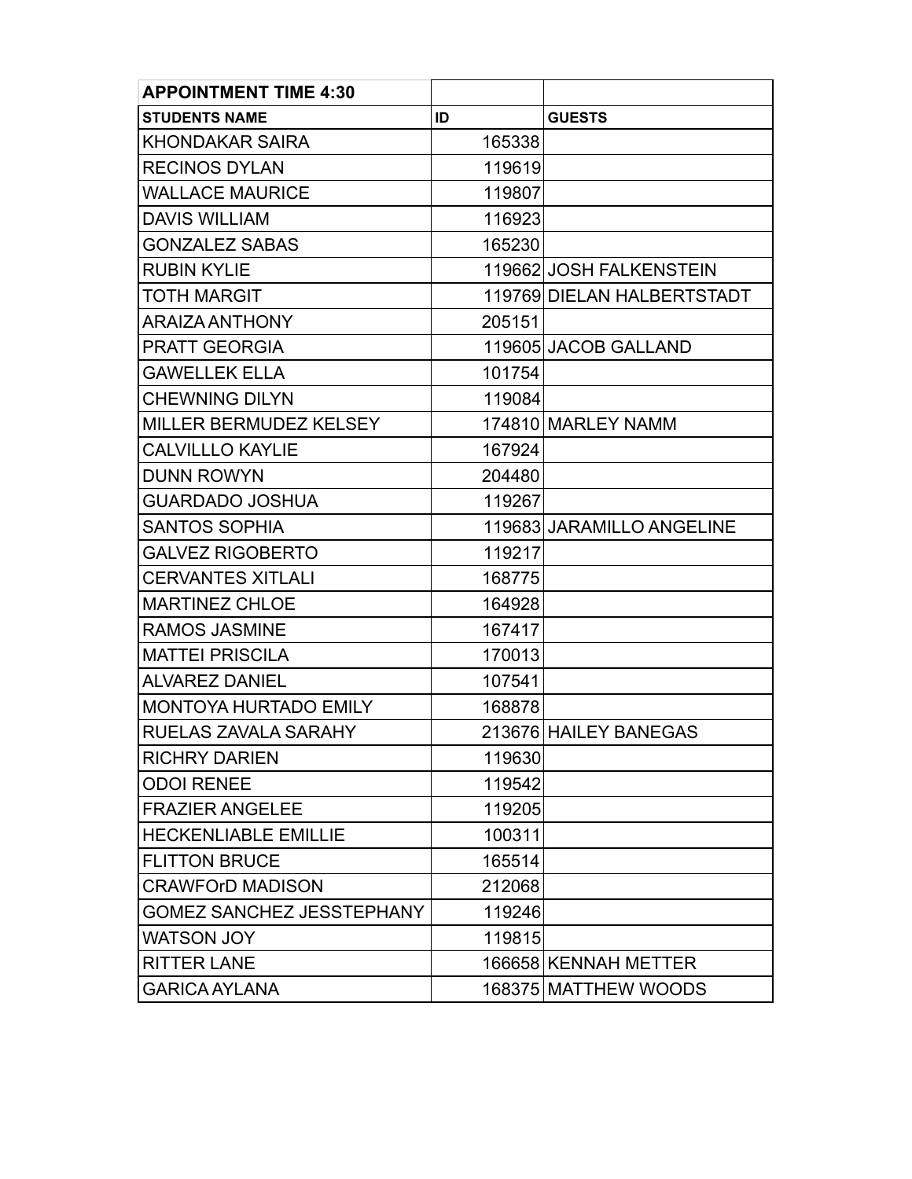| APPOINTMENT TIME 4:30 | | |
|---|---|---|
| STUDENTS NAME | ID | GUESTS |
| KHONDAKAR SAIRA | 165338 | |
| RECINOS DYLAN | 119619 | |
| WALLACE MAURICE | 119807 | |
| DAVIS WILLIAM | 116923 | |
| GONZALEZ SABAS | 165230 | |
| RUBIN KYLIE | 119662 | JOSH FALKENSTEIN |
| TOTH MARGIT | 119769 | DIELAN HALBERTSTADT |
| ARAIZA ANTHONY | 205151 | |
| PRATT GEORGIA | 119605 | JACOB GALLAND |
| GAWELLEK ELLA | 101754 | |
| CHEWNING DILYN | 119084 | |
| MILLER BERMUDEZ KELSEY | 174810 | MARLEY NAMM |
| CALVILLLO KAYLIE | 167924 | |
| DUNN ROWYN | 204480 | |
| GUARDADO JOSHUA | 119267 | |
| SANTOS SOPHIA | 119683 | JARAMILLO ANGELINE |
| GALVEZ RIGOBERTO | 119217 | |
| CERVANTES XITLALI | 168775 | |
| MARTINEZ CHLOE | 164928 | |
| RAMOS JASMINE | 167417 | |
| MATTEI PRISCILA | 170013 | |
| ALVAREZ DANIEL | 107541 | |
| MONTOYA HURTADO EMILY | 168878 | |
| RUELAS ZAVALA SARAHY | 213676 | HAILEY BANEGAS |
| RICHRY DARIEN | 119630 | |
| ODOI RENEE | 119542 | |
| FRAZIER ANGELEE | 119205 | |
| HECKENLIABLE EMILLIE | 100311 | |
| FLITTON BRUCE | 165514 | |
| CRAWFOrD MADISON | 212068 | |
| GOMEZ SANCHEZ JESSTEPHANY | 119246 | |
| WATSON JOY | 119815 | |
| RITTER LANE | 166658 | KENNAH METTER |
| GARICA AYLANA | 168375 | MATTHEW WOODS |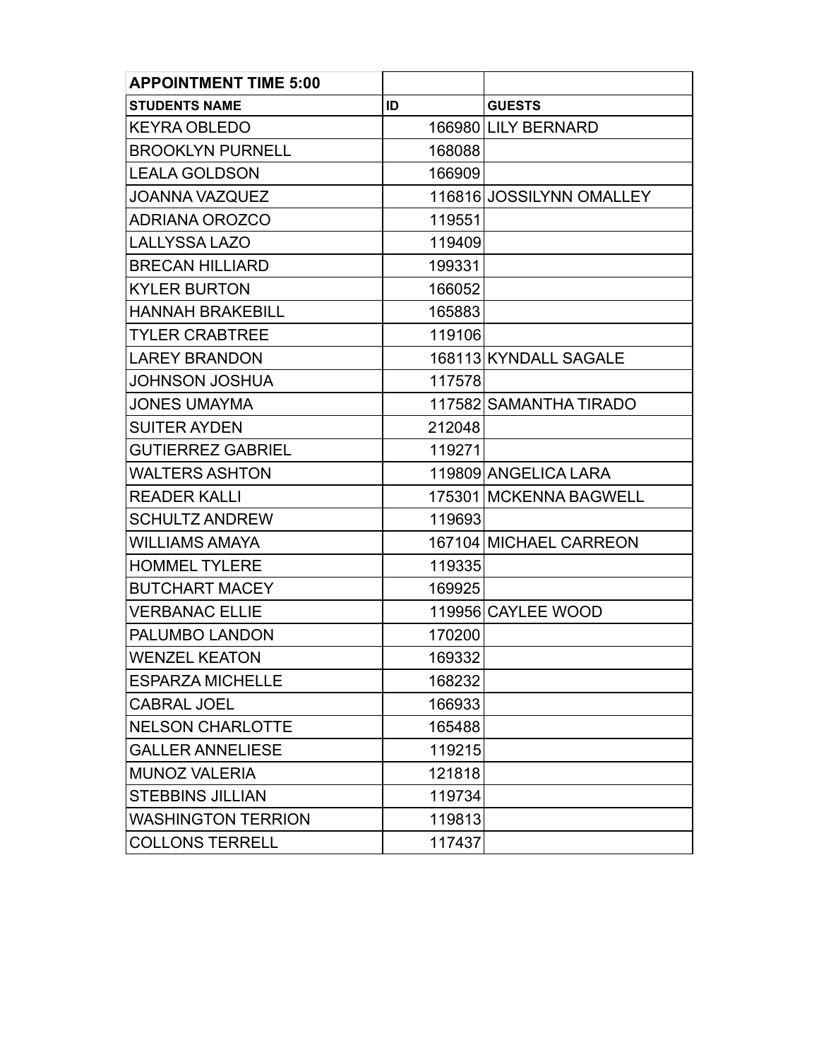| APPOINTMENT TIME 5:00 | | |
|---|---|---|
| **STUDENTS NAME** | **ID** | **GUESTS** |
| KEYRA OBLEDO | 166980 | LILY BERNARD |
| BROOKLYN PURNELL | 168088 | |
| LEALA GOLDSON | 166909 | |
| JOANNA VAZQUEZ | 116816 | JOSSILYNN OMALLEY |
| ADRIANA OROZCO | 119551 | |
| LALLYSSA LAZO | 119409 | |
| BRECAN HILLIARD | 199331 | |
| KYLER BURTON | 166052 | |
| HANNAH BRAKEBILL | 165883 | |
| TYLER CRABTREE | 119106 | |
| LAREY BRANDON | 168113 | KYNDALL SAGALE |
| JOHNSON JOSHUA | 117578 | |
| JONES UMAYMA | 117582 | SAMANTHA TIRADO |
| SUITER AYDEN | 212048 | |
| GUTIERREZ GABRIEL | 119271 | |
| WALTERS ASHTON | 119809 | ANGELICA LARA |
| READER KALLI | 175301 | MCKENNA BAGWELL |
| SCHULTZ ANDREW | 119693 | |
| WILLIAMS AMAYA | 167104 | MICHAEL CARREON |
| HOMMEL TYLERE | 119335 | |
| BUTCHART MACEY | 169925 | |
| VERBANAC ELLIE | 119956 | CAYLEE WOOD |
| PALUMBO LANDON | 170200 | |
| WENZEL KEATON | 169332 | |
| ESPARZA MICHELLE | 168232 | |
| CABRAL JOEL | 166933 | |
| NELSON CHARLOTTE | 165488 | |
| GALLER ANNELIESE | 119215 | |
| MUNOZ VALERIA | 121818 | |
| STEBBINS JILLIAN | 119734 | |
| WASHINGTON TERRION | 119813 | |
| COLLONS TERRELL | 117437 | |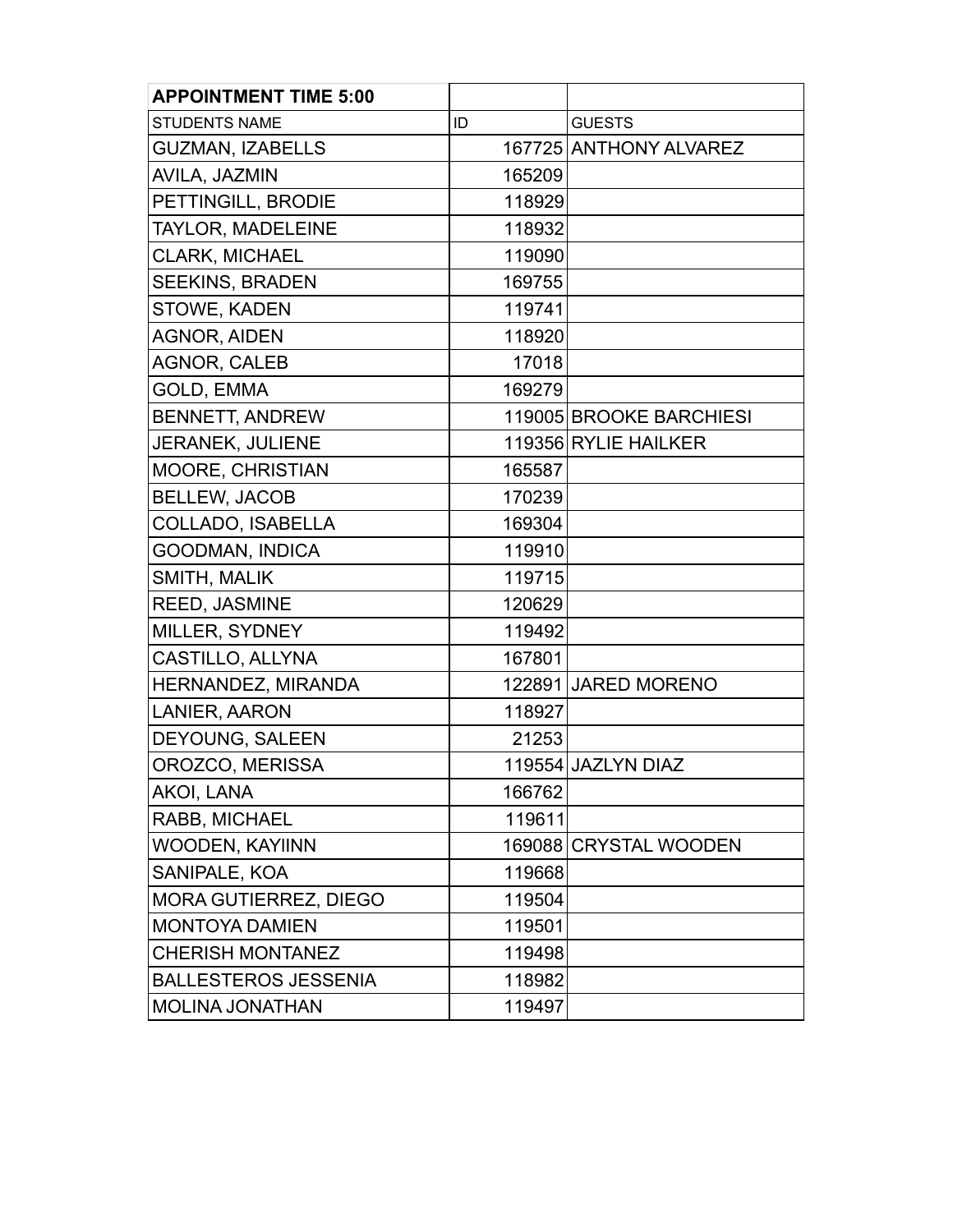| APPOINTMENT TIME 5:00 | | |
|---|---|---|
| STUDENTS NAME | ID | GUESTS |
| GUZMAN, IZABELLS | 167725 | ANTHONY ALVAREZ |
| AVILA, JAZMIN | 165209 | |
| PETTINGILL, BRODIE | 118929 | |
| TAYLOR, MADELEINE | 118932 | |
| CLARK, MICHAEL | 119090 | |
| SEEKINS, BRADEN | 169755 | |
| STOWE, KADEN | 119741 | |
| AGNOR, AIDEN | 118920 | |
| AGNOR, CALEB | 17018 | |
| GOLD, EMMA | 169279 | |
| BENNETT, ANDREW | 119005 | BROOKE BARCHIESI |
| JERANEK, JULIENE | 119356 | RYLIE HAILKER |
| MOORE, CHRISTIAN | 165587 | |
| BELLEW, JACOB | 170239 | |
| COLLADO, ISABELLA | 169304 | |
| GOODMAN, INDICA | 119910 | |
| SMITH, MALIK | 119715 | |
| REED, JASMINE | 120629 | |
| MILLER, SYDNEY | 119492 | |
| CASTILLO, ALLYNA | 167801 | |
| HERNANDEZ, MIRANDA | 122891 | JARED MORENO |
| LANIER, AARON | 118927 | |
| DEYOUNG, SALEEN | 21253 | |
| OROZCO, MERISSA | 119554 | JAZLYN DIAZ |
| AKOI, LANA | 166762 | |
| RABB, MICHAEL | 119611 | |
| WOODEN, KAYIINN | 169088 | CRYSTAL WOODEN |
| SANIPALE, KOA | 119668 | |
| MORA GUTIERREZ, DIEGO | 119504 | |
| MONTOYA DAMIEN | 119501 | |
| CHERISH MONTANEZ | 119498 | |
| BALLESTEROS JESSENIA | 118982 | |
| MOLINA JONATHAN | 119497 | |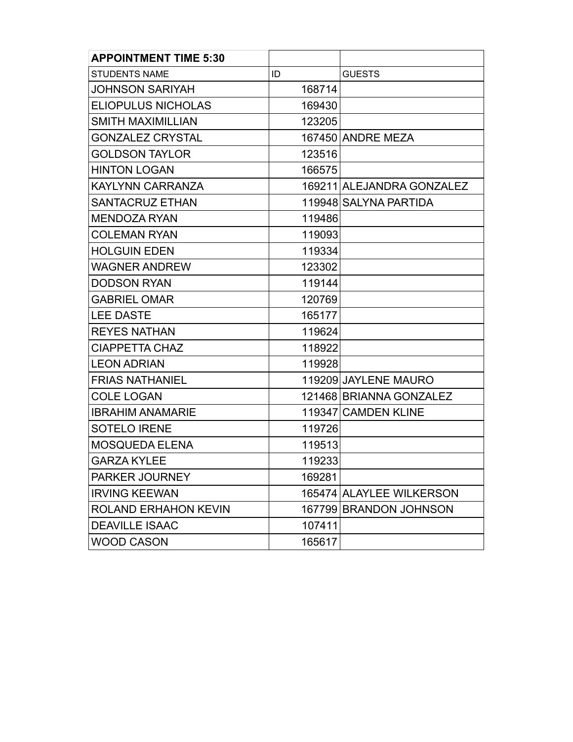| APPOINTMENT TIME 5:30 | | |
| --- | --- | --- |
| STUDENTS NAME | ID | GUESTS |
| JOHNSON SARIYAH | 168714 | |
| ELIOPULUS NICHOLAS | 169430 | |
| SMITH MAXIMILLIAN | 123205 | |
| GONZALEZ CRYSTAL | 167450 | ANDRE MEZA |
| GOLDSON TAYLOR | 123516 | |
| HINTON LOGAN | 166575 | |
| KAYLYNN CARRANZA | 169211 | ALEJANDRA GONZALEZ |
| SANTACRUZ ETHAN | 119948 | SALYNA PARTIDA |
| MENDOZA RYAN | 119486 | |
| COLEMAN RYAN | 119093 | |
| HOLGUIN EDEN | 119334 | |
| WAGNER ANDREW | 123302 | |
| DODSON RYAN | 119144 | |
| GABRIEL OMAR | 120769 | |
| LEE DASTE | 165177 | |
| REYES NATHAN | 119624 | |
| CIAPPETTA CHAZ | 118922 | |
| LEON ADRIAN | 119928 | |
| FRIAS NATHANIEL | 119209 | JAYLENE MAURO |
| COLE LOGAN | 121468 | BRIANNA GONZALEZ |
| IBRAHIM ANAMARIE | 119347 | CAMDEN KLINE |
| SOTELO IRENE | 119726 | |
| MOSQUEDA ELENA | 119513 | |
| GARZA KYLEE | 119233 | |
| PARKER JOURNEY | 169281 | |
| IRVING KEEWAN | 165474 | ALAYLEE WILKERSON |
| ROLAND ERHAHON KEVIN | 167799 | BRANDON JOHNSON |
| DEAVILLE ISAAC | 107411 | |
| WOOD CASON | 165617 | |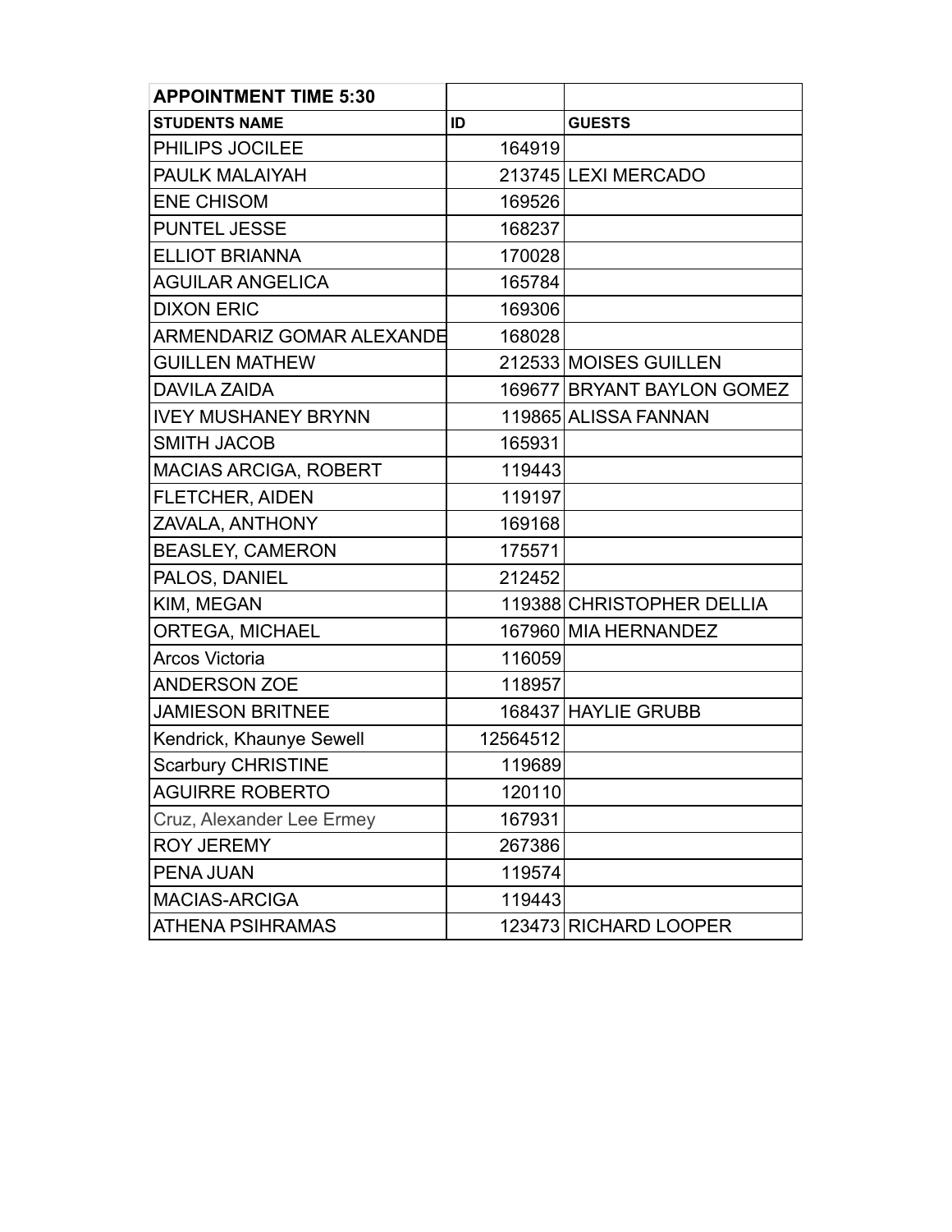| APPOINTMENT TIME 5:30 | | |
|---|---|---|
| **STUDENTS NAME** | **ID** | **GUESTS** |
| PHILIPS JOCILEE | 164919 | |
| PAULK MALAIYAH | 213745 | LEXI MERCADO |
| ENE CHISOM | 169526 | |
| PUNTEL JESSE | 168237 | |
| ELLIOT BRIANNA | 170028 | |
| AGUILAR ANGELICA | 165784 | |
| DIXON ERIC | 169306 | |
| ARMENDARIZ GOMAR ALEXANDE | 168028 | |
| GUILLEN MATHEW | 212533 | MOISES GUILLEN |
| DAVILA ZAIDA | 169677 | BRYANT BAYLON GOMEZ |
| IVEY MUSHANEY BRYNN | 119865 | ALISSA FANNAN |
| SMITH JACOB | 165931 | |
| MACIAS ARCIGA, ROBERT | 119443 | |
| FLETCHER, AIDEN | 119197 | |
| ZAVALA, ANTHONY | 169168 | |
| BEASLEY, CAMERON | 175571 | |
| PALOS, DANIEL | 212452 | |
| KIM, MEGAN | 119388 | CHRISTOPHER DELLIA |
| ORTEGA, MICHAEL | 167960 | MIA HERNANDEZ |
| Arcos Victoria | 116059 | |
| ANDERSON ZOE | 118957 | |
| JAMIESON BRITNEE | 168437 | HAYLIE GRUBB |
| Kendrick, Khaunye Sewell | 12564512 | |
| Scarbury CHRISTINE | 119689 | |
| AGUIRRE ROBERTO | 120110 | |
| Cruz, Alexander Lee Ermey | 167931 | |
| ROY JEREMY | 267386 | |
| PENA JUAN | 119574 | |
| MACIAS-ARCIGA | 119443 | |
| ATHENA PSIHRAMAS | 123473 | RICHARD LOOPER |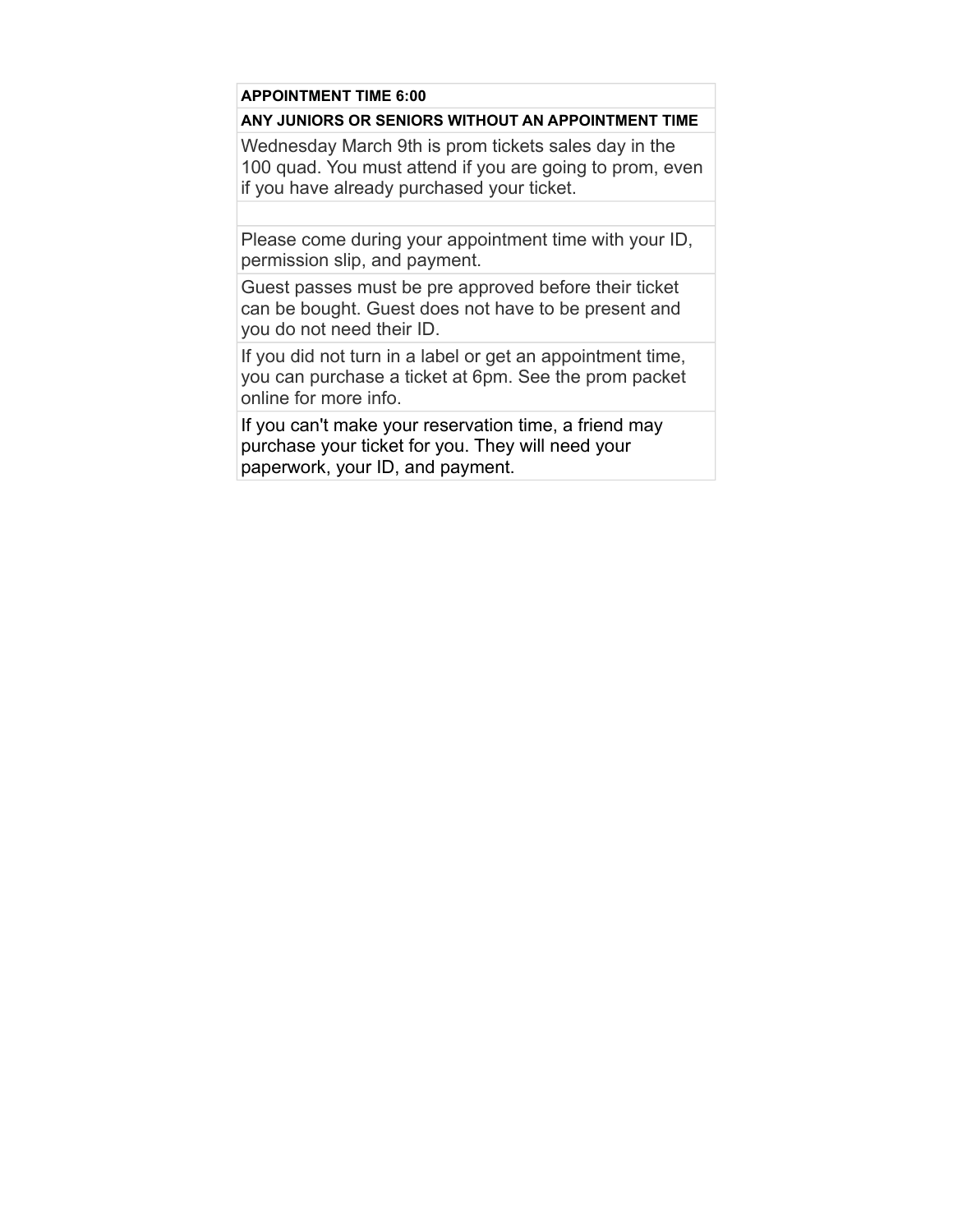| |
|---|
| **APPOINTMENT TIME 6:00** |
| **ANY JUNIORS OR SENIORS WITHOUT AN APPOINTMENT TIME** |
| Wednesday March 9th is prom tickets sales day in the 100 quad. You must attend if you are going to prom, even if you have already purchased your ticket. |
| |
| Please come during your appointment time with your ID, permission slip, and payment. |
| Guest passes must be pre approved before their ticket can be bought. Guest does not have to be present and you do not need their ID. |
| If you did not turn in a label or get an appointment time, you can purchase a ticket at 6pm. See the prom packet online for more info. |
| If you can't make your reservation time, a friend may purchase your ticket for you. They will need your paperwork, your ID, and payment. |